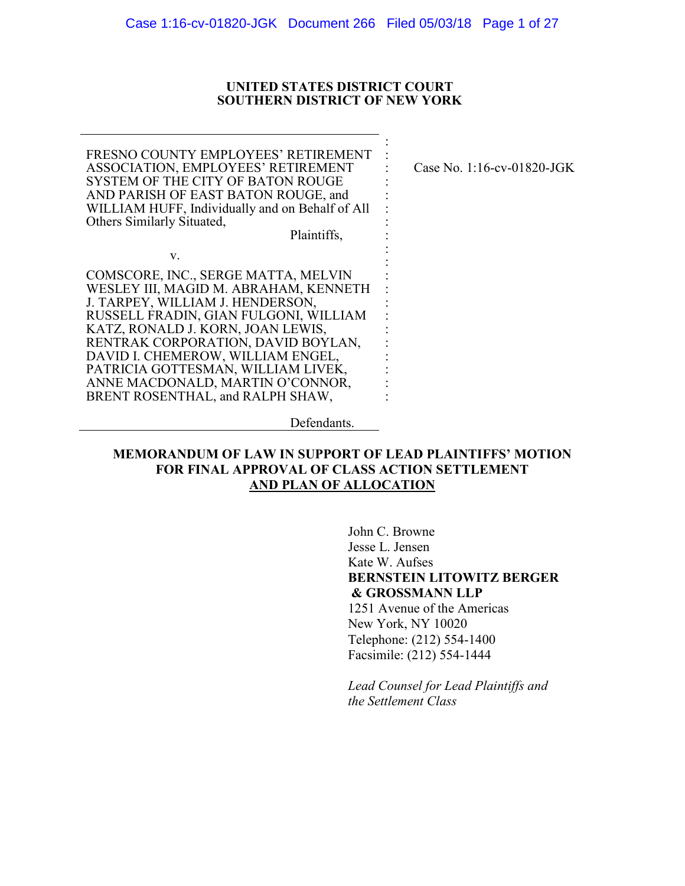**UNITED STATES DISTRICT COURT**
**SOUTHERN DISTRICT OF NEW YORK**

FRESNO COUNTY EMPLOYEES' RETIREMENT ASSOCIATION, EMPLOYEES' RETIREMENT SYSTEM OF THE CITY OF BATON ROUGE AND PARISH OF EAST BATON ROUGE, and WILLIAM HUFF, Individually and on Behalf of All Others Similarly Situated,

Plaintiffs,

v.

COMSCORE, INC., SERGE MATTA, MELVIN WESLEY III, MAGID M. ABRAHAM, KENNETH J. TARPEY, WILLIAM J. HENDERSON, RUSSELL FRADIN, GIAN FULGONI, WILLIAM KATZ, RONALD J. KORN, JOAN LEWIS, RENTRAK CORPORATION, DAVID BOYLAN, DAVID I. CHEMEROW, WILLIAM ENGEL, PATRICIA GOTTESMAN, WILLIAM LIVEK, ANNE MACDONALD, MARTIN O'CONNOR, BRENT ROSENTHAL, and RALPH SHAW,

Defendants.

Case No. 1:16-cv-01820-JGK

**MEMORANDUM OF LAW IN SUPPORT OF LEAD PLAINTIFFS' MOTION FOR FINAL APPROVAL OF CLASS ACTION SETTLEMENT AND PLAN OF ALLOCATION**

John C. Browne
Jesse L. Jensen
Kate W. Aufses
**BERNSTEIN LITOWITZ BERGER & GROSSMANN LLP**
1251 Avenue of the Americas
New York, NY 10020
Telephone: (212) 554-1400
Facsimile: (212) 554-1444

*Lead Counsel for Lead Plaintiffs and the Settlement Class*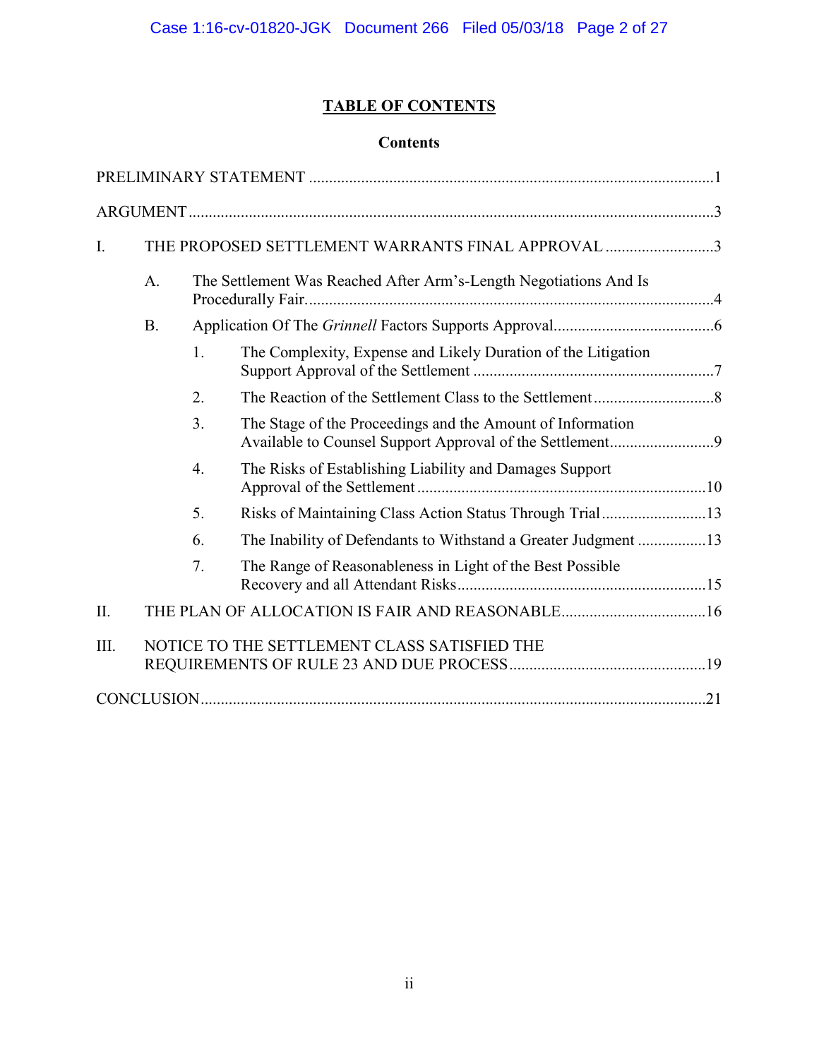# TABLE OF CONTENTS

## Contents

PRELIMINARY STATEMENT .....1

ARGUMENT .....3

I. THE PROPOSED SETTLEMENT WARRANTS FINAL APPROVAL .....3

- A. The Settlement Was Reached After Arm's-Length Negotiations And Is Procedurally Fair. .....4
- B. Application Of The *Grinnell* Factors Supports Approval .....6
  1. The Complexity, Expense and Likely Duration of the Litigation Support Approval of the Settlement .....7
  2. The Reaction of the Settlement Class to the Settlement .....8
  3. The Stage of the Proceedings and the Amount of Information Available to Counsel Support Approval of the Settlement .....9
  4. The Risks of Establishing Liability and Damages Support Approval of the Settlement .....10
  5. Risks of Maintaining Class Action Status Through Trial .....13
  6. The Inability of Defendants to Withstand a Greater Judgment .....13
  7. The Range of Reasonableness in Light of the Best Possible Recovery and all Attendant Risks .....15

II. THE PLAN OF ALLOCATION IS FAIR AND REASONABLE .....16

III. NOTICE TO THE SETTLEMENT CLASS SATISFIED THE REQUIREMENTS OF RULE 23 AND DUE PROCESS .....19

CONCLUSION .....21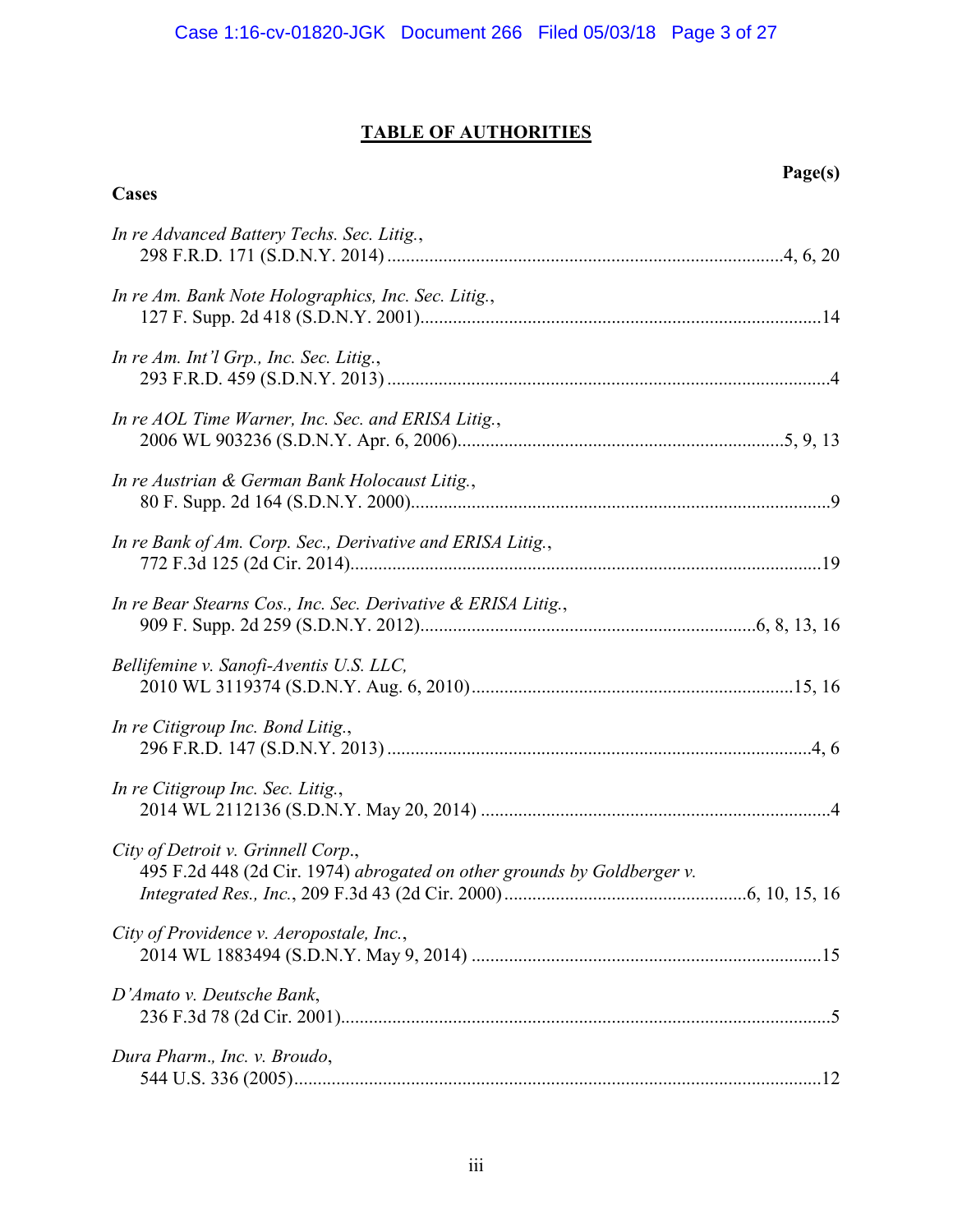# TABLE OF AUTHORITIES

**Cases** **Page(s)**

*In re Advanced Battery Techs. Sec. Litig.*,
298 F.R.D. 171 (S.D.N.Y. 2014) ....................4, 6, 20

*In re Am. Bank Note Holographics, Inc. Sec. Litig.*,
127 F. Supp. 2d 418 (S.D.N.Y. 2001)....................14

*In re Am. Int'l Grp., Inc. Sec. Litig.*,
293 F.R.D. 459 (S.D.N.Y. 2013) ....................4

*In re AOL Time Warner, Inc. Sec. and ERISA Litig.*,
2006 WL 903236 (S.D.N.Y. Apr. 6, 2006)....................5, 9, 13

*In re Austrian & German Bank Holocaust Litig.*,
80 F. Supp. 2d 164 (S.D.N.Y. 2000)....................9

*In re Bank of Am. Corp. Sec., Derivative and ERISA Litig.*,
772 F.3d 125 (2d Cir. 2014)....................19

*In re Bear Stearns Cos., Inc. Sec. Derivative & ERISA Litig.*,
909 F. Supp. 2d 259 (S.D.N.Y. 2012)....................6, 8, 13, 16

*Bellifemine v. Sanofi-Aventis U.S. LLC,*
2010 WL 3119374 (S.D.N.Y. Aug. 6, 2010)....................15, 16

*In re Citigroup Inc. Bond Litig.*,
296 F.R.D. 147 (S.D.N.Y. 2013) ....................4, 6

*In re Citigroup Inc. Sec. Litig.*,
2014 WL 2112136 (S.D.N.Y. May 20, 2014) ....................4

*City of Detroit v. Grinnell Corp*.,
495 F.2d 448 (2d Cir. 1974) *abrogated on other grounds by Goldberger v. Integrated Res., Inc.*, 209 F.3d 43 (2d Cir. 2000) ....................6, 10, 15, 16

*City of Providence v. Aeropostale, Inc.*,
2014 WL 1883494 (S.D.N.Y. May 9, 2014) ....................15

*D'Amato v. Deutsche Bank*,
236 F.3d 78 (2d Cir. 2001)....................5

*Dura Pharm., Inc. v. Broudo*,
544 U.S. 336 (2005)....................12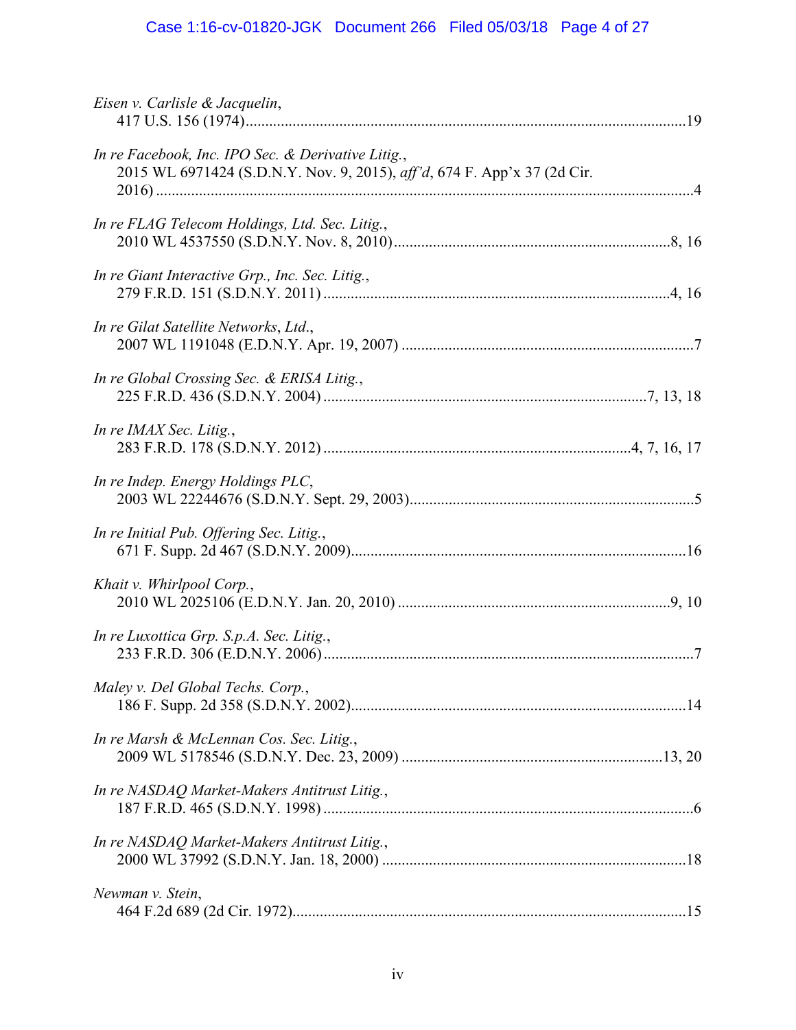*Eisen v. Carlisle & Jacquelin*,
417 U.S. 156 (1974) ........................................................................................................19

*In re Facebook, Inc. IPO Sec. & Derivative Litig.*,
2015 WL 6971424 (S.D.N.Y. Nov. 9, 2015), *aff'd*, 674 F. App'x 37 (2d Cir. 2016) ........................................................................................................4

*In re FLAG Telecom Holdings, Ltd. Sec. Litig.*,
2010 WL 4537550 (S.D.N.Y. Nov. 8, 2010) ........................................................................8, 16

*In re Giant Interactive Grp., Inc. Sec. Litig.*,
279 F.R.D. 151 (S.D.N.Y. 2011) ........................................................................................4, 16

*In re Gilat Satellite Networks, Ltd.*,
2007 WL 1191048 (E.D.N.Y. Apr. 19, 2007) ........................................................................7

*In re Global Crossing Sec. & ERISA Litig.*,
225 F.R.D. 436 (S.D.N.Y. 2004) ........................................................................................7, 13, 18

*In re IMAX Sec. Litig.*,
283 F.R.D. 178 (S.D.N.Y. 2012) ........................................................................................4, 7, 16, 17

*In re Indep. Energy Holdings PLC*,
2003 WL 22244676 (S.D.N.Y. Sept. 29, 2003) ........................................................................5

*In re Initial Pub. Offering Sec. Litig.*,
671 F. Supp. 2d 467 (S.D.N.Y. 2009) ........................................................................................16

*Khait v. Whirlpool Corp.*,
2010 WL 2025106 (E.D.N.Y. Jan. 20, 2010) ........................................................................9, 10

*In re Luxottica Grp. S.p.A. Sec. Litig.*,
233 F.R.D. 306 (E.D.N.Y. 2006) ........................................................................................7

*Maley v. Del Global Techs. Corp.*,
186 F. Supp. 2d 358 (S.D.N.Y. 2002) ........................................................................................14

*In re Marsh & McLennan Cos. Sec. Litig.*,
2009 WL 5178546 (S.D.N.Y. Dec. 23, 2009) ........................................................................13, 20

*In re NASDAQ Market-Makers Antitrust Litig.*,
187 F.R.D. 465 (S.D.N.Y. 1998) ........................................................................................6

*In re NASDAQ Market-Makers Antitrust Litig.*,
2000 WL 37992 (S.D.N.Y. Jan. 18, 2000) ........................................................................18

*Newman v. Stein*,
464 F.2d 689 (2d Cir. 1972) ........................................................................................15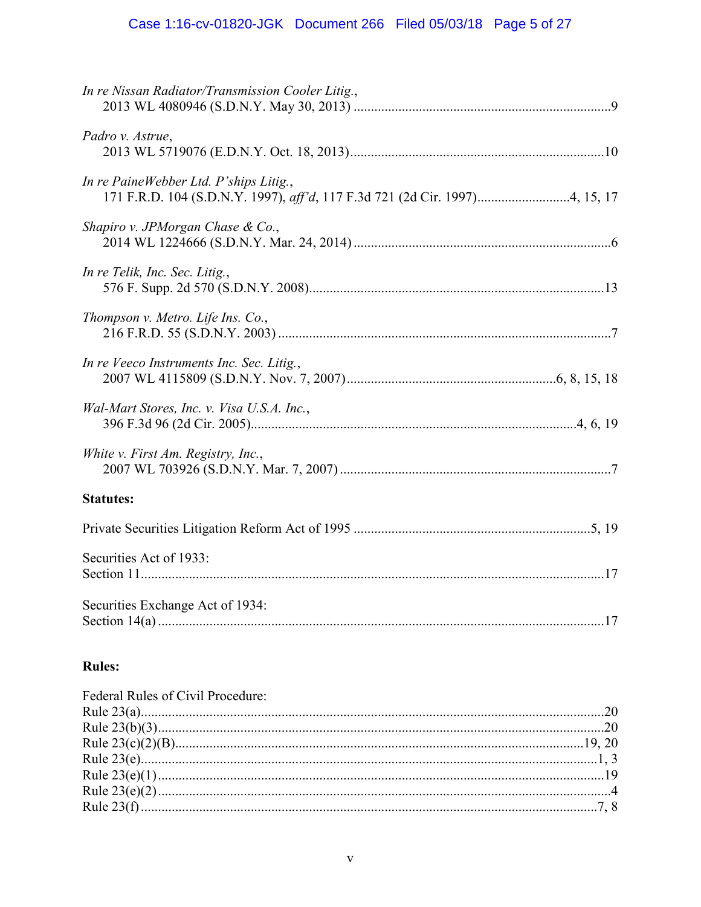*In re Nissan Radiator/Transmission Cooler Litig.*,
2013 WL 4080946 (S.D.N.Y. May 30, 2013) ....................................................................9

*Padro v. Astrue*,
2013 WL 5719076 (E.D.N.Y. Oct. 18, 2013)....................................................................10

*In re PaineWebber Ltd. P'ships Litig.*,
171 F.R.D. 104 (S.D.N.Y. 1997), *aff'd*, 117 F.3d 721 (2d Cir. 1997)..........................4, 15, 17

*Shapiro v. JPMorgan Chase & Co.*,
2014 WL 1224666 (S.D.N.Y. Mar. 24, 2014) ....................................................................6

*In re Telik, Inc. Sec. Litig.*,
576 F. Supp. 2d 570 (S.D.N.Y. 2008)....................................................................13

*Thompson v. Metro. Life Ins. Co.*,
216 F.R.D. 55 (S.D.N.Y. 2003) ....................................................................7

*In re Veeco Instruments Inc. Sec. Litig.*,
2007 WL 4115809 (S.D.N.Y. Nov. 7, 2007)..........................................................6, 8, 15, 18

*Wal-Mart Stores, Inc. v. Visa U.S.A. Inc.*,
396 F.3d 96 (2d Cir. 2005)....................................................................4, 6, 19

*White v. First Am. Registry, Inc.*,
2007 WL 703926 (S.D.N.Y. Mar. 7, 2007) ....................................................................7

**Statutes:**

Private Securities Litigation Reform Act of 1995 ....................................................................5, 19

Securities Act of 1933:
Section 11....................................................................17

Securities Exchange Act of 1934:
Section 14(a) ....................................................................17

**Rules:**

Federal Rules of Civil Procedure:
Rule 23(a)....................................................................20
Rule 23(b)(3)....................................................................20
Rule 23(c)(2)(B)....................................................................19, 20
Rule 23(e)....................................................................1, 3
Rule 23(e)(1) ....................................................................19
Rule 23(e)(2) ....................................................................4
Rule 23(f) ....................................................................7, 8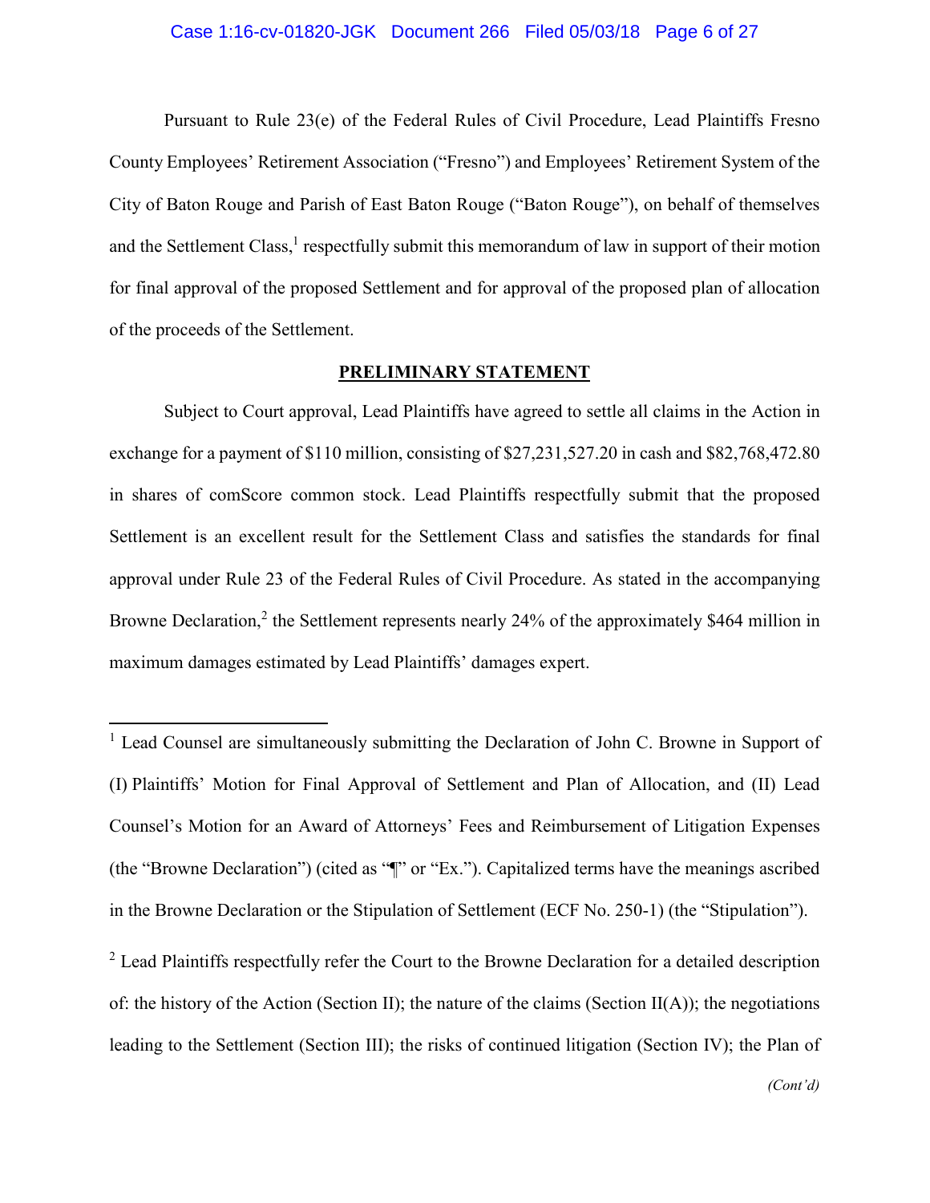Pursuant to Rule 23(e) of the Federal Rules of Civil Procedure, Lead Plaintiffs Fresno County Employees' Retirement Association ("Fresno") and Employees' Retirement System of the City of Baton Rouge and Parish of East Baton Rouge ("Baton Rouge"), on behalf of themselves and the Settlement Class,[1] respectfully submit this memorandum of law in support of their motion for final approval of the proposed Settlement and for approval of the proposed plan of allocation of the proceeds of the Settlement.

## PRELIMINARY STATEMENT

Subject to Court approval, Lead Plaintiffs have agreed to settle all claims in the Action in exchange for a payment of $110 million, consisting of $27,231,527.20 in cash and $82,768,472.80 in shares of comScore common stock. Lead Plaintiffs respectfully submit that the proposed Settlement is an excellent result for the Settlement Class and satisfies the standards for final approval under Rule 23 of the Federal Rules of Civil Procedure. As stated in the accompanying Browne Declaration,[2] the Settlement represents nearly 24% of the approximately $464 million in maximum damages estimated by Lead Plaintiffs' damages expert.

---

[1] Lead Counsel are simultaneously submitting the Declaration of John C. Browne in Support of (I) Plaintiffs' Motion for Final Approval of Settlement and Plan of Allocation, and (II) Lead Counsel's Motion for an Award of Attorneys' Fees and Reimbursement of Litigation Expenses (the "Browne Declaration") (cited as "¶" or "Ex."). Capitalized terms have the meanings ascribed in the Browne Declaration or the Stipulation of Settlement (ECF No. 250-1) (the "Stipulation").

[2] Lead Plaintiffs respectfully refer the Court to the Browne Declaration for a detailed description of: the history of the Action (Section II); the nature of the claims (Section II(A)); the negotiations leading to the Settlement (Section III); the risks of continued litigation (Section IV); the Plan of

*(Cont'd)*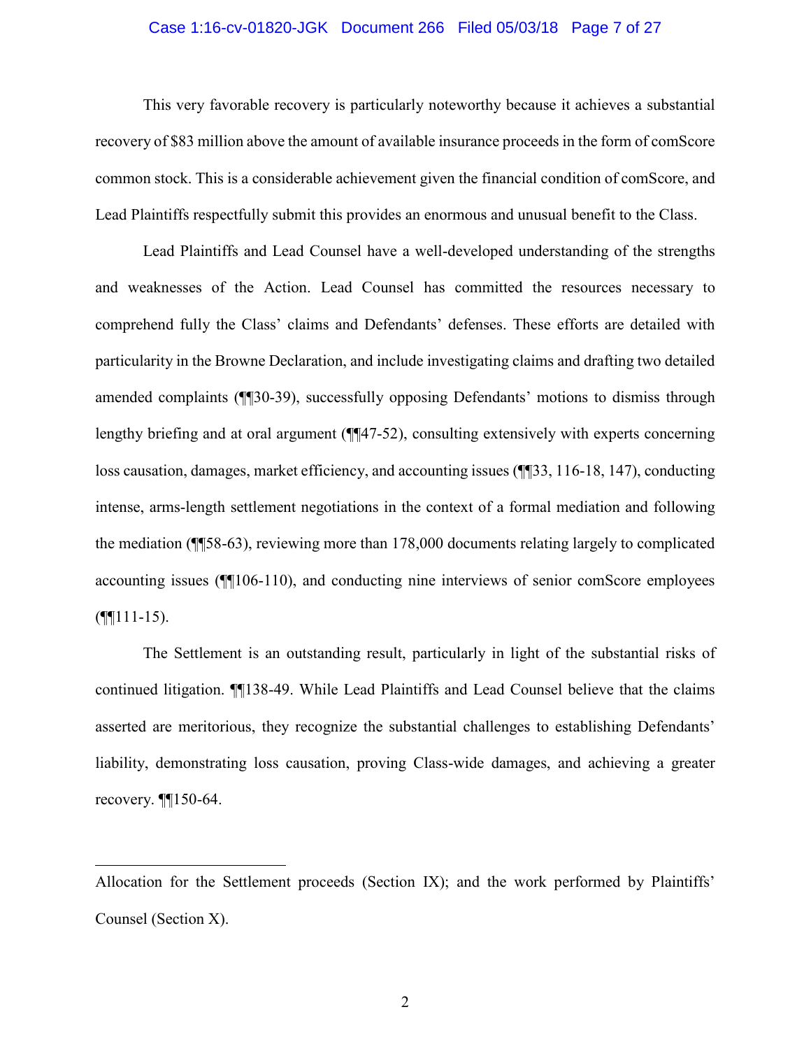This very favorable recovery is particularly noteworthy because it achieves a substantial recovery of $83 million above the amount of available insurance proceeds in the form of comScore common stock. This is a considerable achievement given the financial condition of comScore, and Lead Plaintiffs respectfully submit this provides an enormous and unusual benefit to the Class.

Lead Plaintiffs and Lead Counsel have a well-developed understanding of the strengths and weaknesses of the Action. Lead Counsel has committed the resources necessary to comprehend fully the Class' claims and Defendants' defenses. These efforts are detailed with particularity in the Browne Declaration, and include investigating claims and drafting two detailed amended complaints (¶¶30-39), successfully opposing Defendants' motions to dismiss through lengthy briefing and at oral argument (¶¶47-52), consulting extensively with experts concerning loss causation, damages, market efficiency, and accounting issues (¶¶33, 116-18, 147), conducting intense, arms-length settlement negotiations in the context of a formal mediation and following the mediation (¶¶58-63), reviewing more than 178,000 documents relating largely to complicated accounting issues (¶¶106-110), and conducting nine interviews of senior comScore employees (¶¶111-15).

The Settlement is an outstanding result, particularly in light of the substantial risks of continued litigation. ¶¶138-49. While Lead Plaintiffs and Lead Counsel believe that the claims asserted are meritorious, they recognize the substantial challenges to establishing Defendants' liability, demonstrating loss causation, proving Class-wide damages, and achieving a greater recovery. ¶¶150-64.

---

Allocation for the Settlement proceeds (Section IX); and the work performed by Plaintiffs' Counsel (Section X).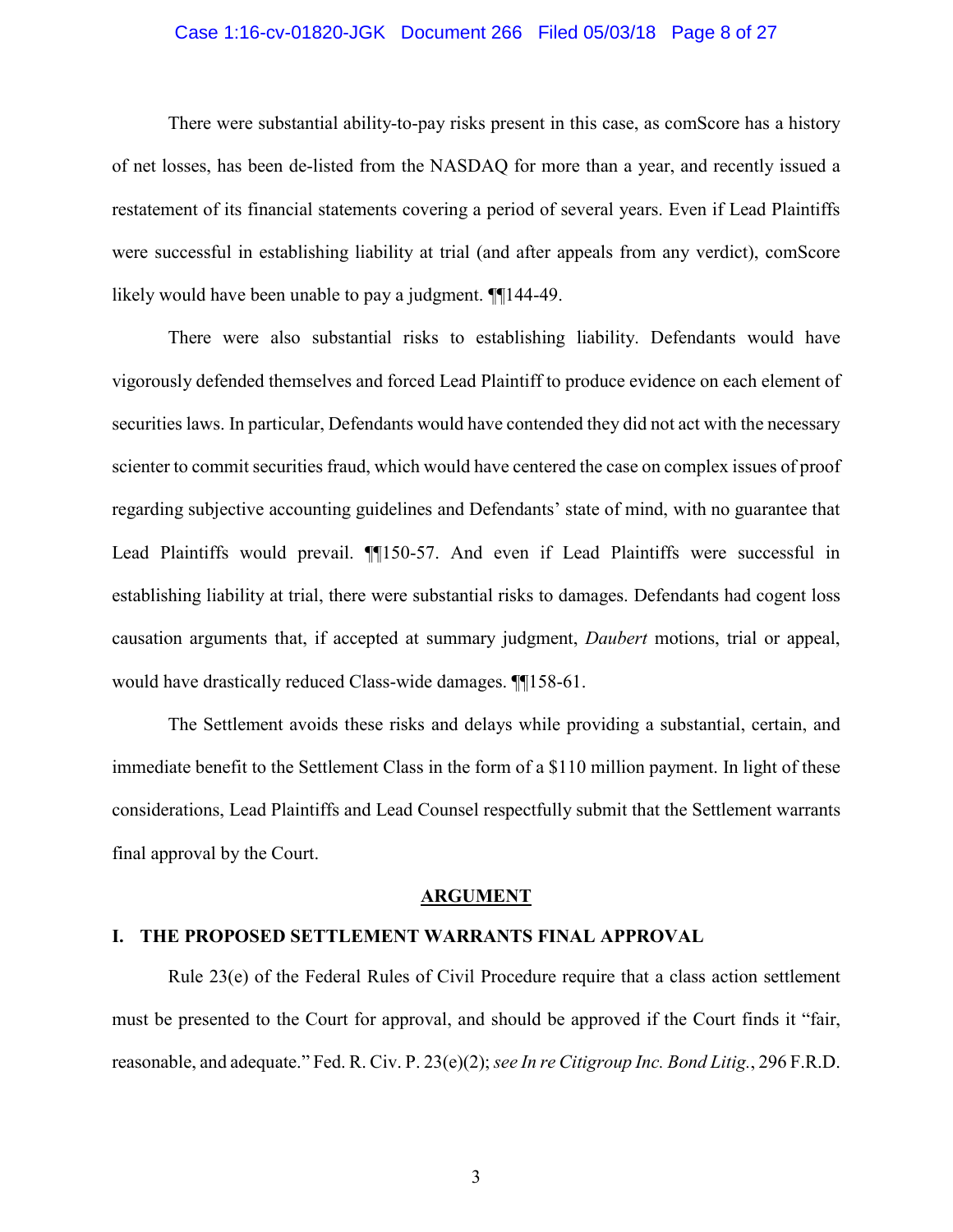There were substantial ability-to-pay risks present in this case, as comScore has a history of net losses, has been de-listed from the NASDAQ for more than a year, and recently issued a restatement of its financial statements covering a period of several years. Even if Lead Plaintiffs were successful in establishing liability at trial (and after appeals from any verdict), comScore likely would have been unable to pay a judgment. ¶¶144-49.

There were also substantial risks to establishing liability. Defendants would have vigorously defended themselves and forced Lead Plaintiff to produce evidence on each element of securities laws. In particular, Defendants would have contended they did not act with the necessary scienter to commit securities fraud, which would have centered the case on complex issues of proof regarding subjective accounting guidelines and Defendants' state of mind, with no guarantee that Lead Plaintiffs would prevail. ¶¶150-57. And even if Lead Plaintiffs were successful in establishing liability at trial, there were substantial risks to damages. Defendants had cogent loss causation arguments that, if accepted at summary judgment, *Daubert* motions, trial or appeal, would have drastically reduced Class-wide damages. ¶¶158-61.

The Settlement avoids these risks and delays while providing a substantial, certain, and immediate benefit to the Settlement Class in the form of a $110 million payment. In light of these considerations, Lead Plaintiffs and Lead Counsel respectfully submit that the Settlement warrants final approval by the Court.

## ARGUMENT

### I. THE PROPOSED SETTLEMENT WARRANTS FINAL APPROVAL

Rule 23(e) of the Federal Rules of Civil Procedure require that a class action settlement must be presented to the Court for approval, and should be approved if the Court finds it "fair, reasonable, and adequate." Fed. R. Civ. P. 23(e)(2); *see In re Citigroup Inc. Bond Litig.*, 296 F.R.D.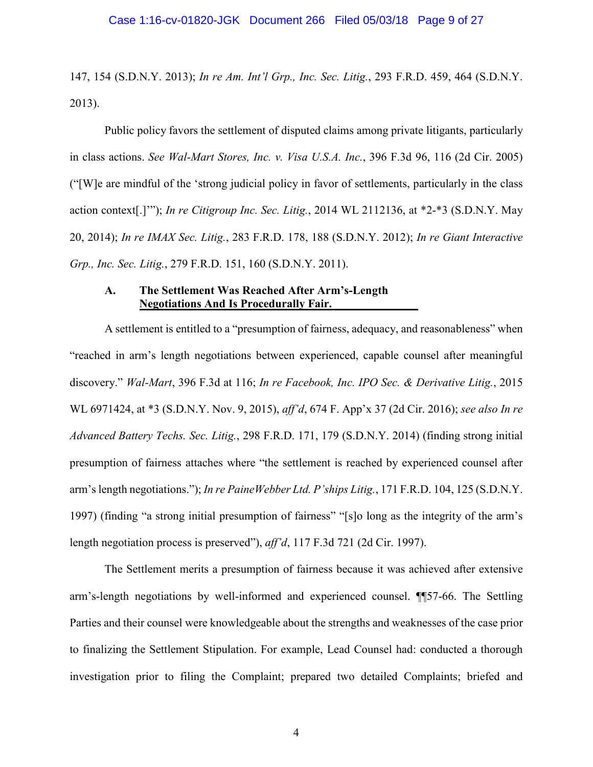147, 154 (S.D.N.Y. 2013); *In re Am. Int'l Grp., Inc. Sec. Litig.*, 293 F.R.D. 459, 464 (S.D.N.Y. 2013).

Public policy favors the settlement of disputed claims among private litigants, particularly in class actions. *See Wal-Mart Stores, Inc. v. Visa U.S.A. Inc.*, 396 F.3d 96, 116 (2d Cir. 2005) ("[W]e are mindful of the 'strong judicial policy in favor of settlements, particularly in the class action context[.]'"); *In re Citigroup Inc. Sec. Litig.*, 2014 WL 2112136, at *2-*3 (S.D.N.Y. May 20, 2014); *In re IMAX Sec. Litig.*, 283 F.R.D. 178, 188 (S.D.N.Y. 2012); *In re Giant Interactive Grp., Inc. Sec. Litig.*, 279 F.R.D. 151, 160 (S.D.N.Y. 2011).

### A. The Settlement Was Reached After Arm's-Length Negotiations And Is Procedurally Fair.

A settlement is entitled to a "presumption of fairness, adequacy, and reasonableness" when "reached in arm's length negotiations between experienced, capable counsel after meaningful discovery." *Wal-Mart*, 396 F.3d at 116; *In re Facebook, Inc. IPO Sec. & Derivative Litig.*, 2015 WL 6971424, at *3 (S.D.N.Y. Nov. 9, 2015), *aff'd*, 674 F. App'x 37 (2d Cir. 2016); *see also In re Advanced Battery Techs. Sec. Litig.*, 298 F.R.D. 171, 179 (S.D.N.Y. 2014) (finding strong initial presumption of fairness attaches where "the settlement is reached by experienced counsel after arm's length negotiations."); *In re PaineWebber Ltd. P'ships Litig.*, 171 F.R.D. 104, 125 (S.D.N.Y. 1997) (finding "a strong initial presumption of fairness" "[s]o long as the integrity of the arm's length negotiation process is preserved"), *aff'd*, 117 F.3d 721 (2d Cir. 1997).

The Settlement merits a presumption of fairness because it was achieved after extensive arm's-length negotiations by well-informed and experienced counsel. ¶¶57-66. The Settling Parties and their counsel were knowledgeable about the strengths and weaknesses of the case prior to finalizing the Settlement Stipulation. For example, Lead Counsel had: conducted a thorough investigation prior to filing the Complaint; prepared two detailed Complaints; briefed and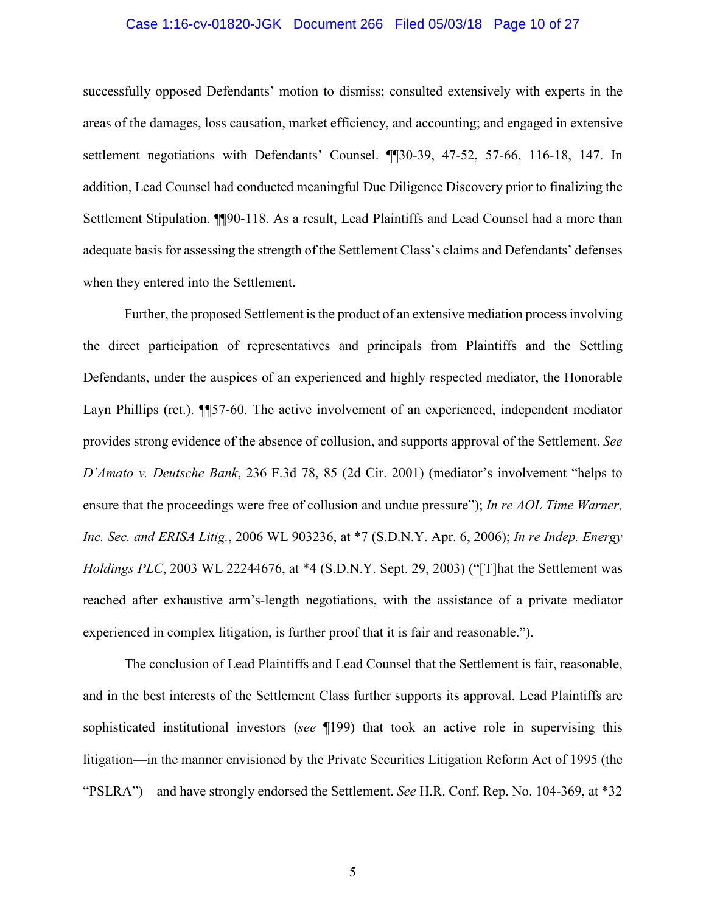successfully opposed Defendants' motion to dismiss; consulted extensively with experts in the areas of the damages, loss causation, market efficiency, and accounting; and engaged in extensive settlement negotiations with Defendants' Counsel. ¶¶30-39, 47-52, 57-66, 116-18, 147. In addition, Lead Counsel had conducted meaningful Due Diligence Discovery prior to finalizing the Settlement Stipulation. ¶¶90-118. As a result, Lead Plaintiffs and Lead Counsel had a more than adequate basis for assessing the strength of the Settlement Class's claims and Defendants' defenses when they entered into the Settlement.

Further, the proposed Settlement is the product of an extensive mediation process involving the direct participation of representatives and principals from Plaintiffs and the Settling Defendants, under the auspices of an experienced and highly respected mediator, the Honorable Layn Phillips (ret.). ¶¶57-60. The active involvement of an experienced, independent mediator provides strong evidence of the absence of collusion, and supports approval of the Settlement. *See D'Amato v. Deutsche Bank*, 236 F.3d 78, 85 (2d Cir. 2001) (mediator's involvement "helps to ensure that the proceedings were free of collusion and undue pressure"); *In re AOL Time Warner, Inc. Sec. and ERISA Litig.*, 2006 WL 903236, at *7 (S.D.N.Y. Apr. 6, 2006); *In re Indep. Energy Holdings PLC*, 2003 WL 22244676, at *4 (S.D.N.Y. Sept. 29, 2003) ("[T]hat the Settlement was reached after exhaustive arm's-length negotiations, with the assistance of a private mediator experienced in complex litigation, is further proof that it is fair and reasonable.").

The conclusion of Lead Plaintiffs and Lead Counsel that the Settlement is fair, reasonable, and in the best interests of the Settlement Class further supports its approval. Lead Plaintiffs are sophisticated institutional investors (*see* ¶199) that took an active role in supervising this litigation—in the manner envisioned by the Private Securities Litigation Reform Act of 1995 (the "PSLRA")—and have strongly endorsed the Settlement. *See* H.R. Conf. Rep. No. 104-369, at *32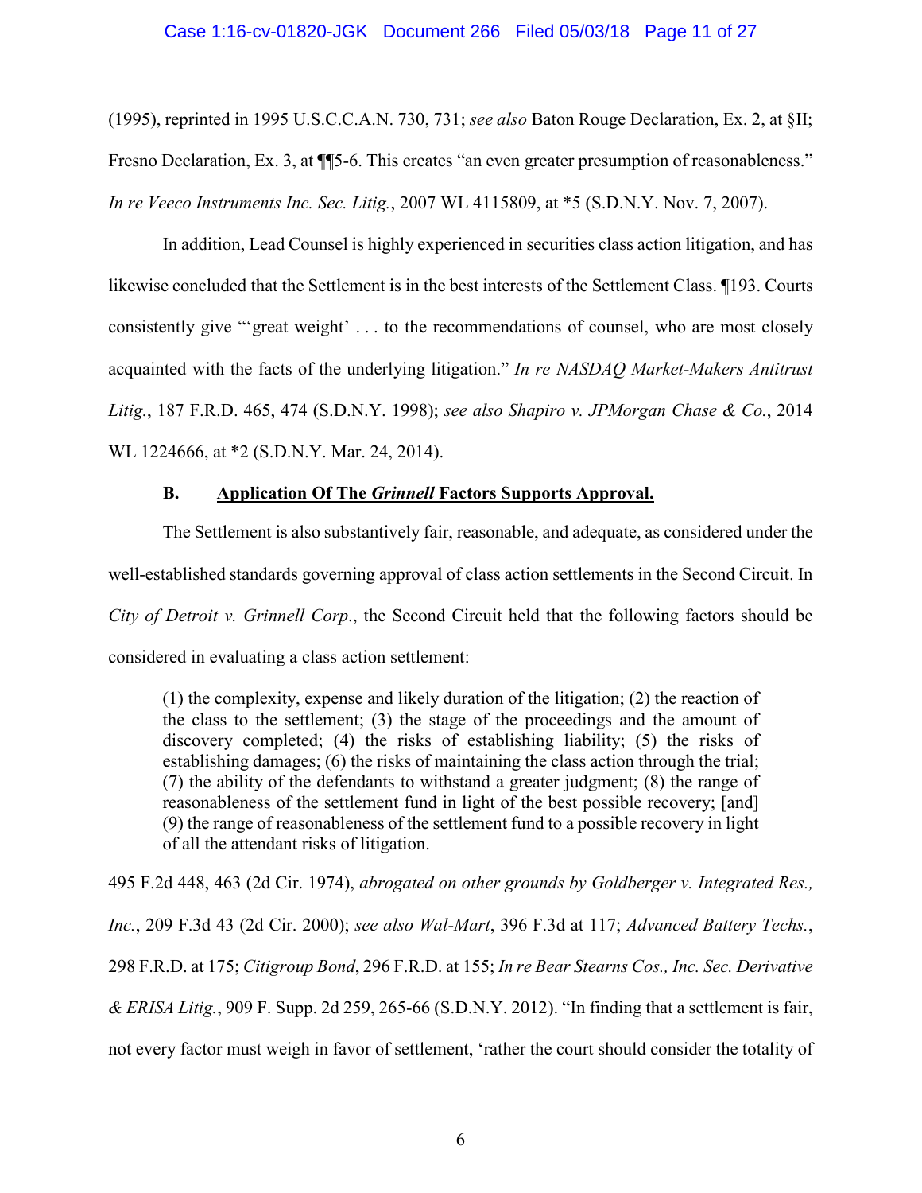(1995), reprinted in 1995 U.S.C.C.A.N. 730, 731; *see also* Baton Rouge Declaration, Ex. 2, at §II; Fresno Declaration, Ex. 3, at ¶¶5-6. This creates "an even greater presumption of reasonableness." *In re Veeco Instruments Inc. Sec. Litig.*, 2007 WL 4115809, at *5 (S.D.N.Y. Nov. 7, 2007).

In addition, Lead Counsel is highly experienced in securities class action litigation, and has likewise concluded that the Settlement is in the best interests of the Settlement Class. ¶193. Courts consistently give "'great weight' . . . to the recommendations of counsel, who are most closely acquainted with the facts of the underlying litigation." *In re NASDAQ Market-Makers Antitrust Litig.*, 187 F.R.D. 465, 474 (S.D.N.Y. 1998); *see also Shapiro v. JPMorgan Chase & Co.*, 2014 WL 1224666, at *2 (S.D.N.Y. Mar. 24, 2014).

### B. Application Of The *Grinnell* Factors Supports Approval.

The Settlement is also substantively fair, reasonable, and adequate, as considered under the well-established standards governing approval of class action settlements in the Second Circuit. In *City of Detroit v. Grinnell Corp*., the Second Circuit held that the following factors should be considered in evaluating a class action settlement:

> (1) the complexity, expense and likely duration of the litigation; (2) the reaction of the class to the settlement; (3) the stage of the proceedings and the amount of discovery completed; (4) the risks of establishing liability; (5) the risks of establishing damages; (6) the risks of maintaining the class action through the trial; (7) the ability of the defendants to withstand a greater judgment; (8) the range of reasonableness of the settlement fund in light of the best possible recovery; [and] (9) the range of reasonableness of the settlement fund to a possible recovery in light of all the attendant risks of litigation.

495 F.2d 448, 463 (2d Cir. 1974), *abrogated on other grounds by Goldberger v. Integrated Res., Inc.*, 209 F.3d 43 (2d Cir. 2000); *see also Wal-Mart*, 396 F.3d at 117; *Advanced Battery Techs.*, 298 F.R.D. at 175; *Citigroup Bond*, 296 F.R.D. at 155; *In re Bear Stearns Cos., Inc. Sec. Derivative & ERISA Litig.*, 909 F. Supp. 2d 259, 265-66 (S.D.N.Y. 2012). "In finding that a settlement is fair, not every factor must weigh in favor of settlement, 'rather the court should consider the totality of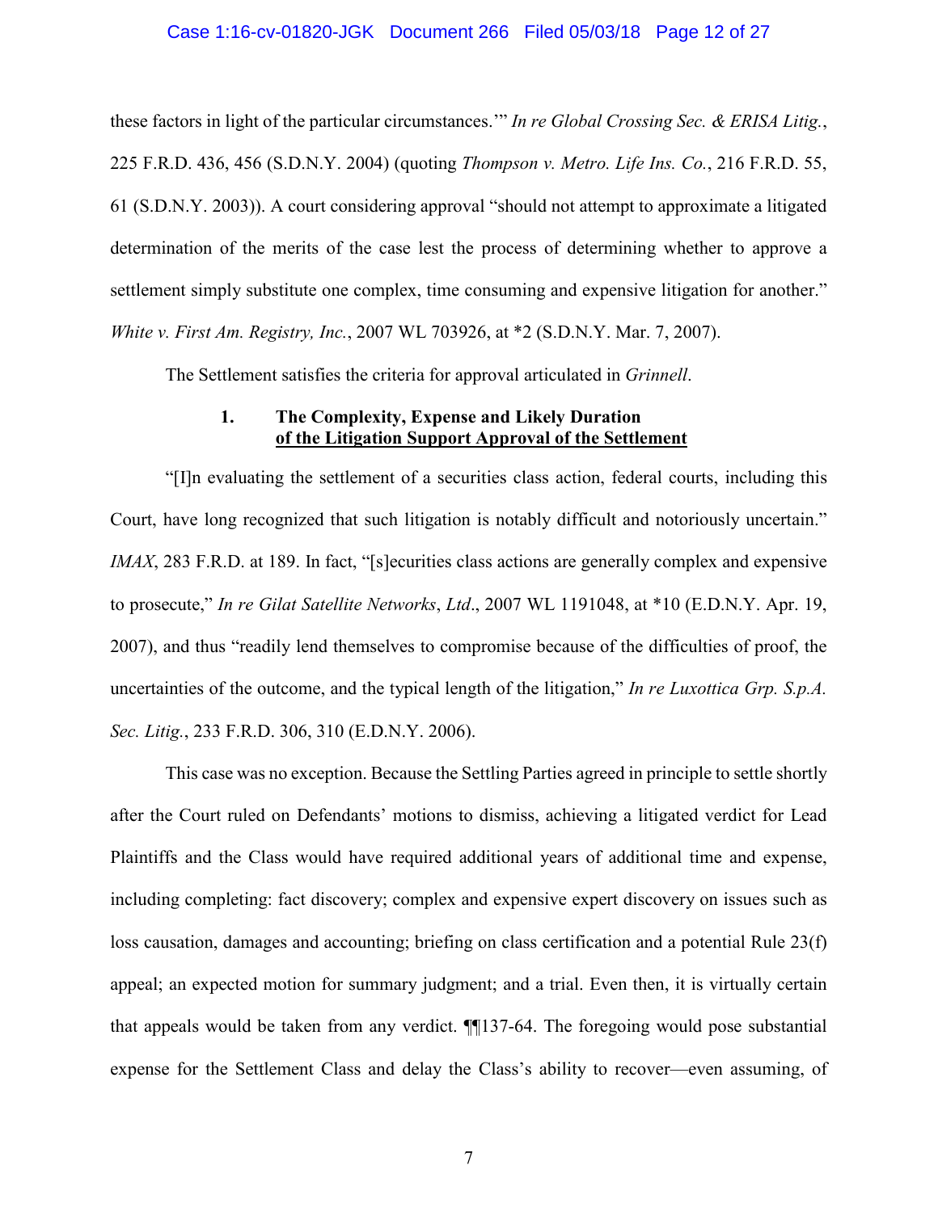these factors in light of the particular circumstances.'" *In re Global Crossing Sec. & ERISA Litig.*, 225 F.R.D. 436, 456 (S.D.N.Y. 2004) (quoting *Thompson v. Metro. Life Ins. Co.*, 216 F.R.D. 55, 61 (S.D.N.Y. 2003)). A court considering approval "should not attempt to approximate a litigated determination of the merits of the case lest the process of determining whether to approve a settlement simply substitute one complex, time consuming and expensive litigation for another." *White v. First Am. Registry, Inc.*, 2007 WL 703926, at *2 (S.D.N.Y. Mar. 7, 2007).

The Settlement satisfies the criteria for approval articulated in *Grinnell*.

### 1. The Complexity, Expense and Likely Duration of the Litigation Support Approval of the Settlement

"[I]n evaluating the settlement of a securities class action, federal courts, including this Court, have long recognized that such litigation is notably difficult and notoriously uncertain." *IMAX*, 283 F.R.D. at 189. In fact, "[s]ecurities class actions are generally complex and expensive to prosecute," *In re Gilat Satellite Networks*, *Ltd*., 2007 WL 1191048, at *10 (E.D.N.Y. Apr. 19, 2007), and thus "readily lend themselves to compromise because of the difficulties of proof, the uncertainties of the outcome, and the typical length of the litigation," *In re Luxottica Grp. S.p.A. Sec. Litig.*, 233 F.R.D. 306, 310 (E.D.N.Y. 2006).

This case was no exception. Because the Settling Parties agreed in principle to settle shortly after the Court ruled on Defendants' motions to dismiss, achieving a litigated verdict for Lead Plaintiffs and the Class would have required additional years of additional time and expense, including completing: fact discovery; complex and expensive expert discovery on issues such as loss causation, damages and accounting; briefing on class certification and a potential Rule 23(f) appeal; an expected motion for summary judgment; and a trial. Even then, it is virtually certain that appeals would be taken from any verdict. ¶¶137-64. The foregoing would pose substantial expense for the Settlement Class and delay the Class's ability to recover—even assuming, of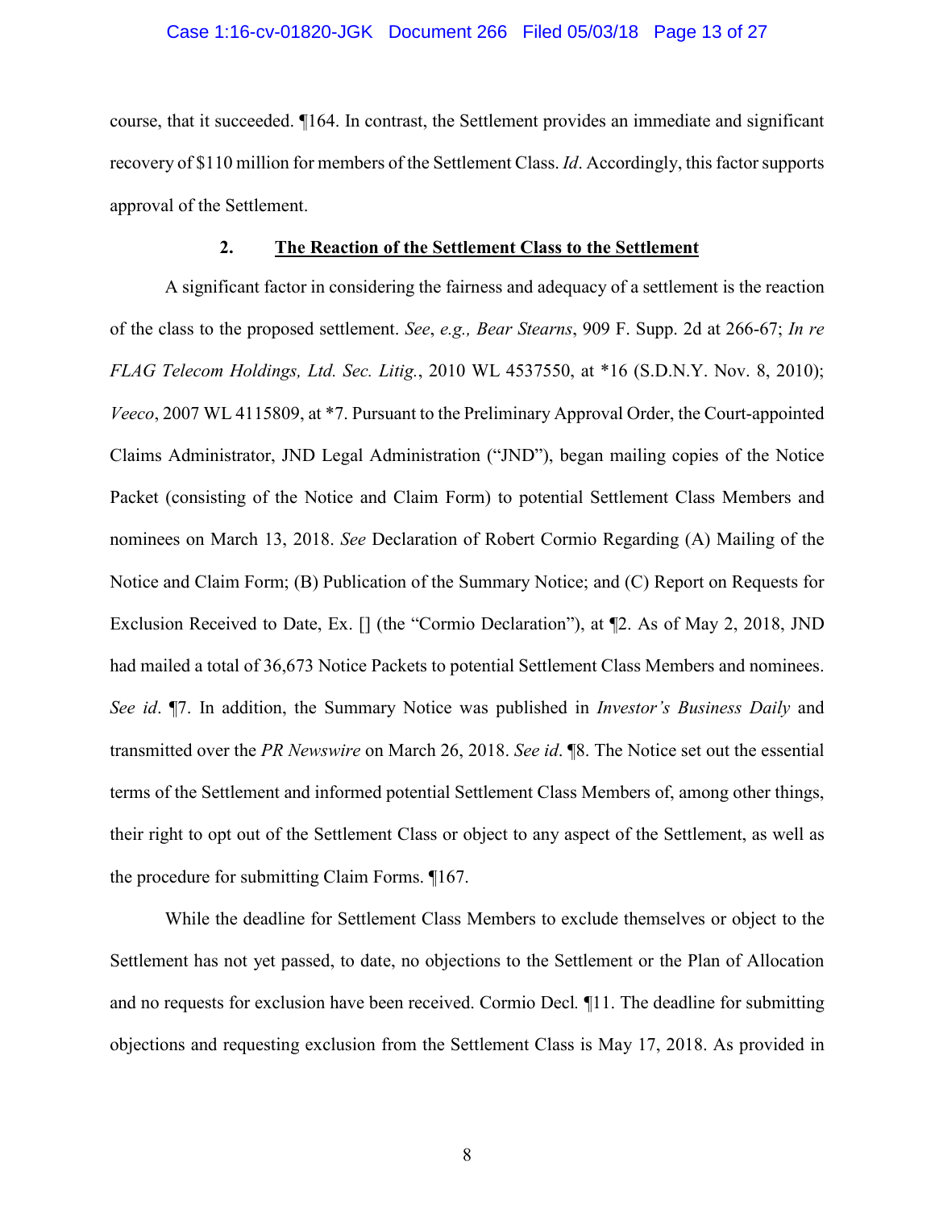course, that it succeeded. ¶164. In contrast, the Settlement provides an immediate and significant recovery of $110 million for members of the Settlement Class. *Id*. Accordingly, this factor supports approval of the Settlement.

### 2. **The Reaction of the Settlement Class to the Settlement**

A significant factor in considering the fairness and adequacy of a settlement is the reaction of the class to the proposed settlement. *See*, *e.g., Bear Stearns*, 909 F. Supp. 2d at 266-67; *In re FLAG Telecom Holdings, Ltd. Sec. Litig.*, 2010 WL 4537550, at *16 (S.D.N.Y. Nov. 8, 2010); *Veeco*, 2007 WL 4115809, at *7. Pursuant to the Preliminary Approval Order, the Court-appointed Claims Administrator, JND Legal Administration ("JND"), began mailing copies of the Notice Packet (consisting of the Notice and Claim Form) to potential Settlement Class Members and nominees on March 13, 2018. *See* Declaration of Robert Cormio Regarding (A) Mailing of the Notice and Claim Form; (B) Publication of the Summary Notice; and (C) Report on Requests for Exclusion Received to Date, Ex. [] (the "Cormio Declaration"), at ¶2. As of May 2, 2018, JND had mailed a total of 36,673 Notice Packets to potential Settlement Class Members and nominees. *See id*. ¶7. In addition, the Summary Notice was published in *Investor's Business Daily* and transmitted over the *PR Newswire* on March 26, 2018. *See id*. ¶8. The Notice set out the essential terms of the Settlement and informed potential Settlement Class Members of, among other things, their right to opt out of the Settlement Class or object to any aspect of the Settlement, as well as the procedure for submitting Claim Forms. ¶167.

While the deadline for Settlement Class Members to exclude themselves or object to the Settlement has not yet passed, to date, no objections to the Settlement or the Plan of Allocation and no requests for exclusion have been received. Cormio Decl*.* ¶11. The deadline for submitting objections and requesting exclusion from the Settlement Class is May 17, 2018. As provided in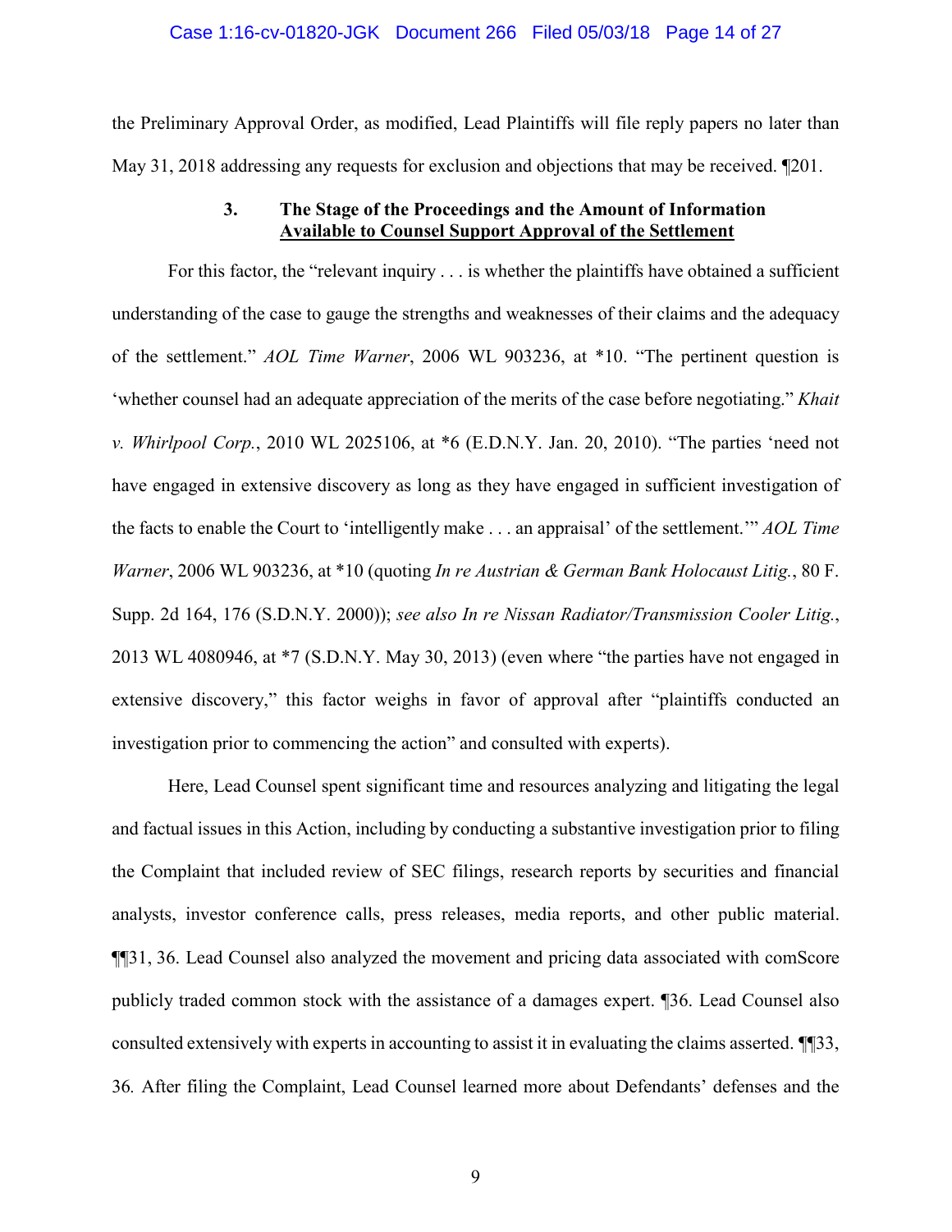the Preliminary Approval Order, as modified, Lead Plaintiffs will file reply papers no later than May 31, 2018 addressing any requests for exclusion and objections that may be received. ¶201.

### 3. The Stage of the Proceedings and the Amount of Information Available to Counsel Support Approval of the Settlement

For this factor, the "relevant inquiry . . . is whether the plaintiffs have obtained a sufficient understanding of the case to gauge the strengths and weaknesses of their claims and the adequacy of the settlement." *AOL Time Warner*, 2006 WL 903236, at *10. "The pertinent question is 'whether counsel had an adequate appreciation of the merits of the case before negotiating." *Khait v. Whirlpool Corp.*, 2010 WL 2025106, at *6 (E.D.N.Y. Jan. 20, 2010). "The parties 'need not have engaged in extensive discovery as long as they have engaged in sufficient investigation of the facts to enable the Court to 'intelligently make . . . an appraisal' of the settlement.'" *AOL Time Warner*, 2006 WL 903236, at *10 (quoting *In re Austrian & German Bank Holocaust Litig.*, 80 F. Supp. 2d 164, 176 (S.D.N.Y. 2000)); *see also In re Nissan Radiator/Transmission Cooler Litig.*, 2013 WL 4080946, at *7 (S.D.N.Y. May 30, 2013) (even where "the parties have not engaged in extensive discovery," this factor weighs in favor of approval after "plaintiffs conducted an investigation prior to commencing the action" and consulted with experts).

Here, Lead Counsel spent significant time and resources analyzing and litigating the legal and factual issues in this Action, including by conducting a substantive investigation prior to filing the Complaint that included review of SEC filings, research reports by securities and financial analysts, investor conference calls, press releases, media reports, and other public material. ¶¶31, 36. Lead Counsel also analyzed the movement and pricing data associated with comScore publicly traded common stock with the assistance of a damages expert. ¶36. Lead Counsel also consulted extensively with experts in accounting to assist it in evaluating the claims asserted. ¶¶33, 36. After filing the Complaint, Lead Counsel learned more about Defendants' defenses and the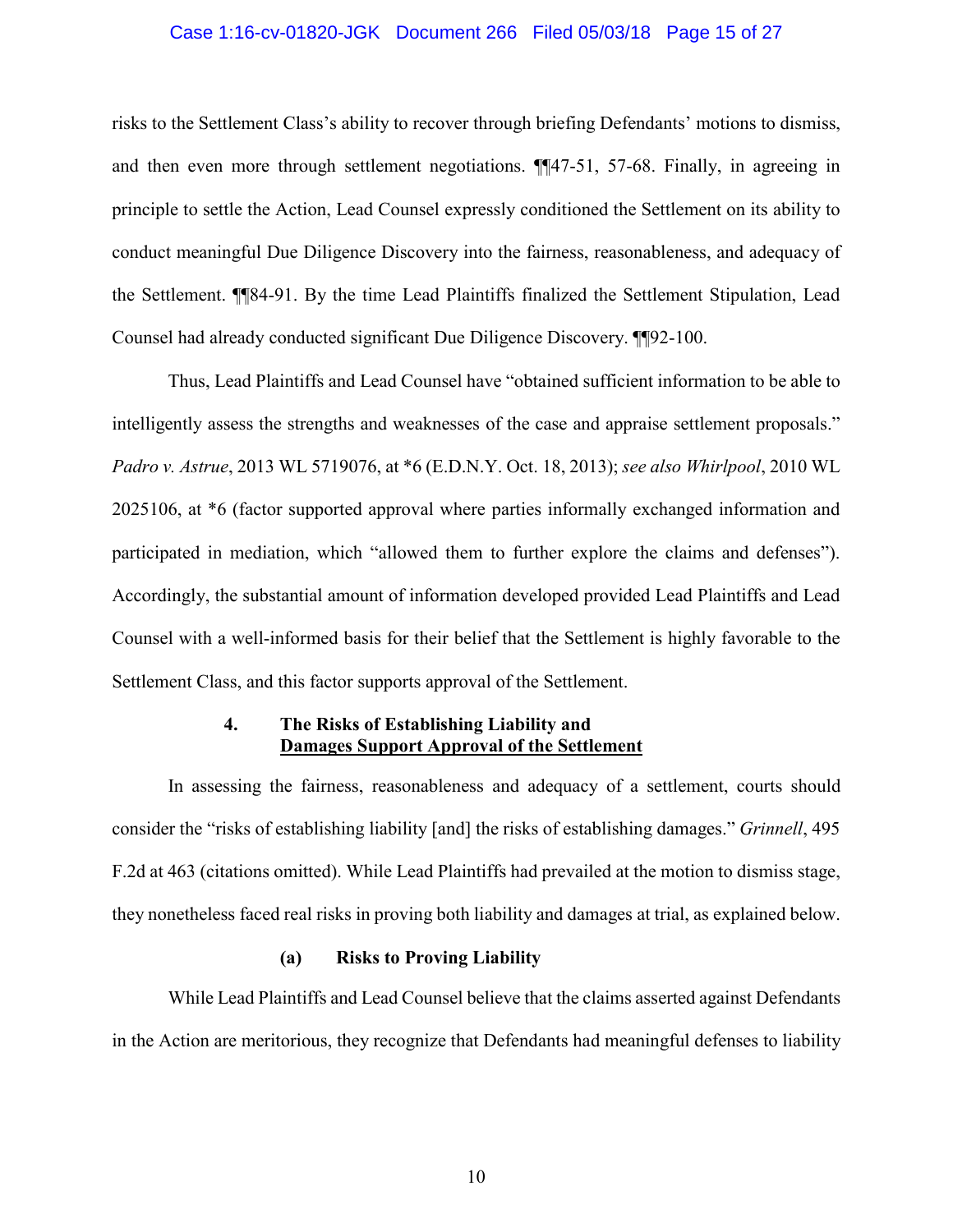risks to the Settlement Class's ability to recover through briefing Defendants' motions to dismiss, and then even more through settlement negotiations. ¶¶47-51, 57-68. Finally, in agreeing in principle to settle the Action, Lead Counsel expressly conditioned the Settlement on its ability to conduct meaningful Due Diligence Discovery into the fairness, reasonableness, and adequacy of the Settlement. ¶¶84-91. By the time Lead Plaintiffs finalized the Settlement Stipulation, Lead Counsel had already conducted significant Due Diligence Discovery. ¶¶92-100.

Thus, Lead Plaintiffs and Lead Counsel have "obtained sufficient information to be able to intelligently assess the strengths and weaknesses of the case and appraise settlement proposals." *Padro v. Astrue*, 2013 WL 5719076, at *6 (E.D.N.Y. Oct. 18, 2013); *see also Whirlpool*, 2010 WL 2025106, at *6 (factor supported approval where parties informally exchanged information and participated in mediation, which "allowed them to further explore the claims and defenses"). Accordingly, the substantial amount of information developed provided Lead Plaintiffs and Lead Counsel with a well-informed basis for their belief that the Settlement is highly favorable to the Settlement Class, and this factor supports approval of the Settlement.

#### 4. The Risks of Establishing Liability and Damages Support Approval of the Settlement

In assessing the fairness, reasonableness and adequacy of a settlement, courts should consider the "risks of establishing liability [and] the risks of establishing damages." *Grinnell*, 495 F.2d at 463 (citations omitted). While Lead Plaintiffs had prevailed at the motion to dismiss stage, they nonetheless faced real risks in proving both liability and damages at trial, as explained below.

##### (a) Risks to Proving Liability

While Lead Plaintiffs and Lead Counsel believe that the claims asserted against Defendants in the Action are meritorious, they recognize that Defendants had meaningful defenses to liability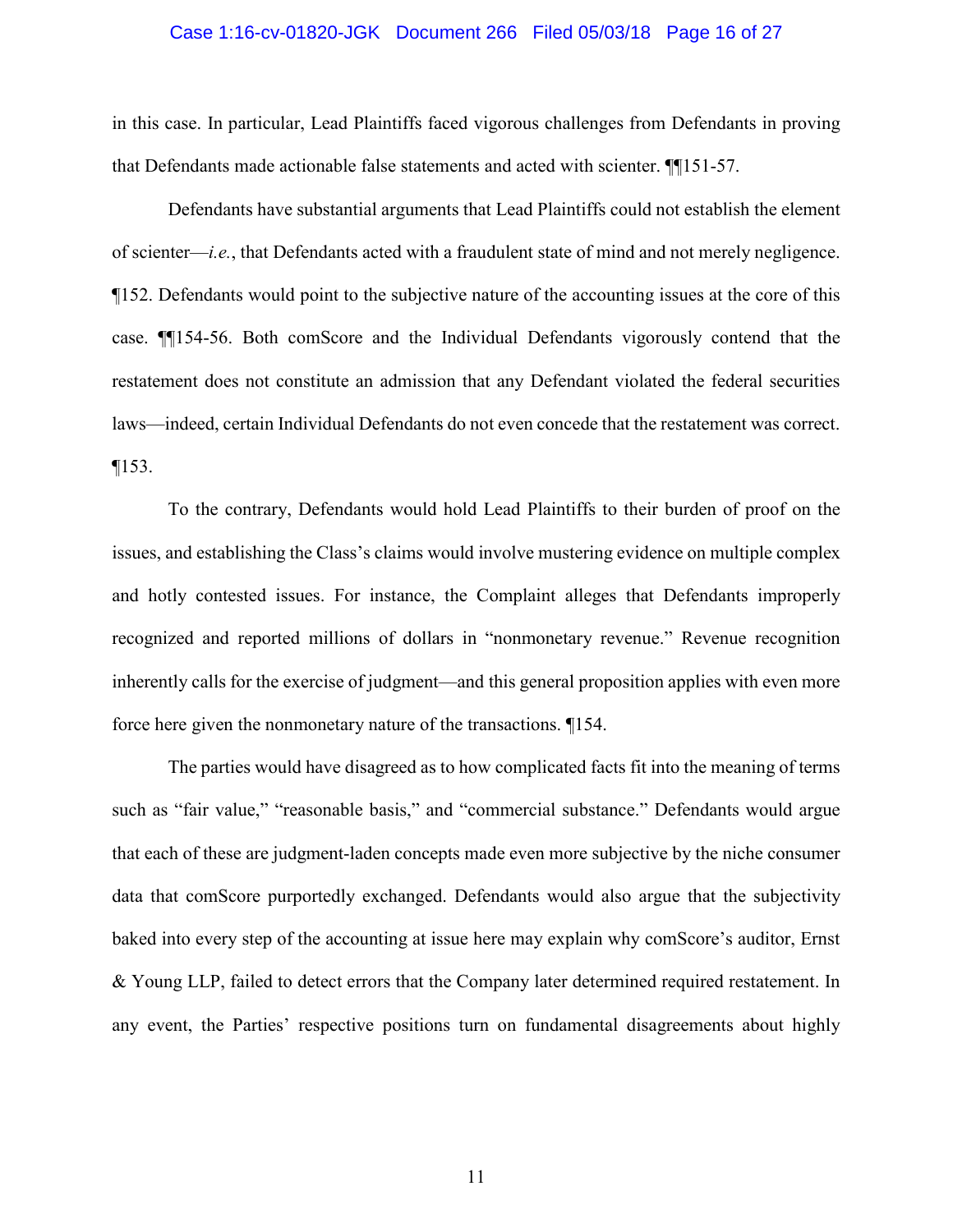in this case. In particular, Lead Plaintiffs faced vigorous challenges from Defendants in proving that Defendants made actionable false statements and acted with scienter. ¶¶151-57.

Defendants have substantial arguments that Lead Plaintiffs could not establish the element of scienter—*i.e.*, that Defendants acted with a fraudulent state of mind and not merely negligence. ¶152. Defendants would point to the subjective nature of the accounting issues at the core of this case. ¶¶154-56. Both comScore and the Individual Defendants vigorously contend that the restatement does not constitute an admission that any Defendant violated the federal securities laws—indeed, certain Individual Defendants do not even concede that the restatement was correct. ¶153.

To the contrary, Defendants would hold Lead Plaintiffs to their burden of proof on the issues, and establishing the Class's claims would involve mustering evidence on multiple complex and hotly contested issues. For instance, the Complaint alleges that Defendants improperly recognized and reported millions of dollars in "nonmonetary revenue." Revenue recognition inherently calls for the exercise of judgment—and this general proposition applies with even more force here given the nonmonetary nature of the transactions. ¶154.

The parties would have disagreed as to how complicated facts fit into the meaning of terms such as "fair value," "reasonable basis," and "commercial substance." Defendants would argue that each of these are judgment-laden concepts made even more subjective by the niche consumer data that comScore purportedly exchanged. Defendants would also argue that the subjectivity baked into every step of the accounting at issue here may explain why comScore's auditor, Ernst & Young LLP, failed to detect errors that the Company later determined required restatement. In any event, the Parties' respective positions turn on fundamental disagreements about highly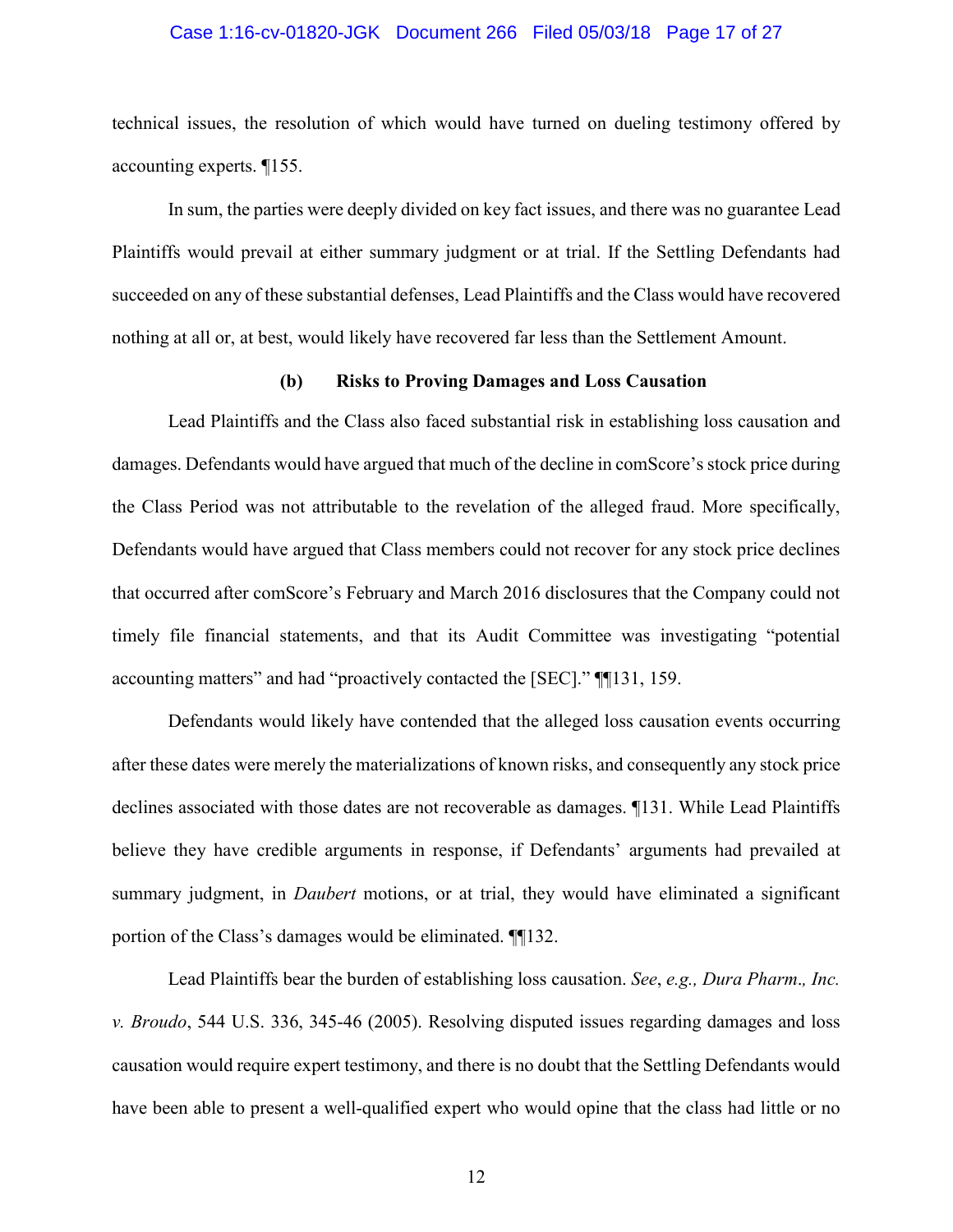technical issues, the resolution of which would have turned on dueling testimony offered by accounting experts. ¶155.

In sum, the parties were deeply divided on key fact issues, and there was no guarantee Lead Plaintiffs would prevail at either summary judgment or at trial. If the Settling Defendants had succeeded on any of these substantial defenses, Lead Plaintiffs and the Class would have recovered nothing at all or, at best, would likely have recovered far less than the Settlement Amount.

**(b) Risks to Proving Damages and Loss Causation**

Lead Plaintiffs and the Class also faced substantial risk in establishing loss causation and damages. Defendants would have argued that much of the decline in comScore's stock price during the Class Period was not attributable to the revelation of the alleged fraud. More specifically, Defendants would have argued that Class members could not recover for any stock price declines that occurred after comScore's February and March 2016 disclosures that the Company could not timely file financial statements, and that its Audit Committee was investigating "potential accounting matters" and had "proactively contacted the [SEC]." ¶¶131, 159.

Defendants would likely have contended that the alleged loss causation events occurring after these dates were merely the materializations of known risks, and consequently any stock price declines associated with those dates are not recoverable as damages. ¶131. While Lead Plaintiffs believe they have credible arguments in response, if Defendants' arguments had prevailed at summary judgment, in *Daubert* motions, or at trial, they would have eliminated a significant portion of the Class's damages would be eliminated. ¶¶132.

Lead Plaintiffs bear the burden of establishing loss causation. *See*, *e.g., Dura Pharm., Inc. v. Broudo*, 544 U.S. 336, 345-46 (2005). Resolving disputed issues regarding damages and loss causation would require expert testimony, and there is no doubt that the Settling Defendants would have been able to present a well-qualified expert who would opine that the class had little or no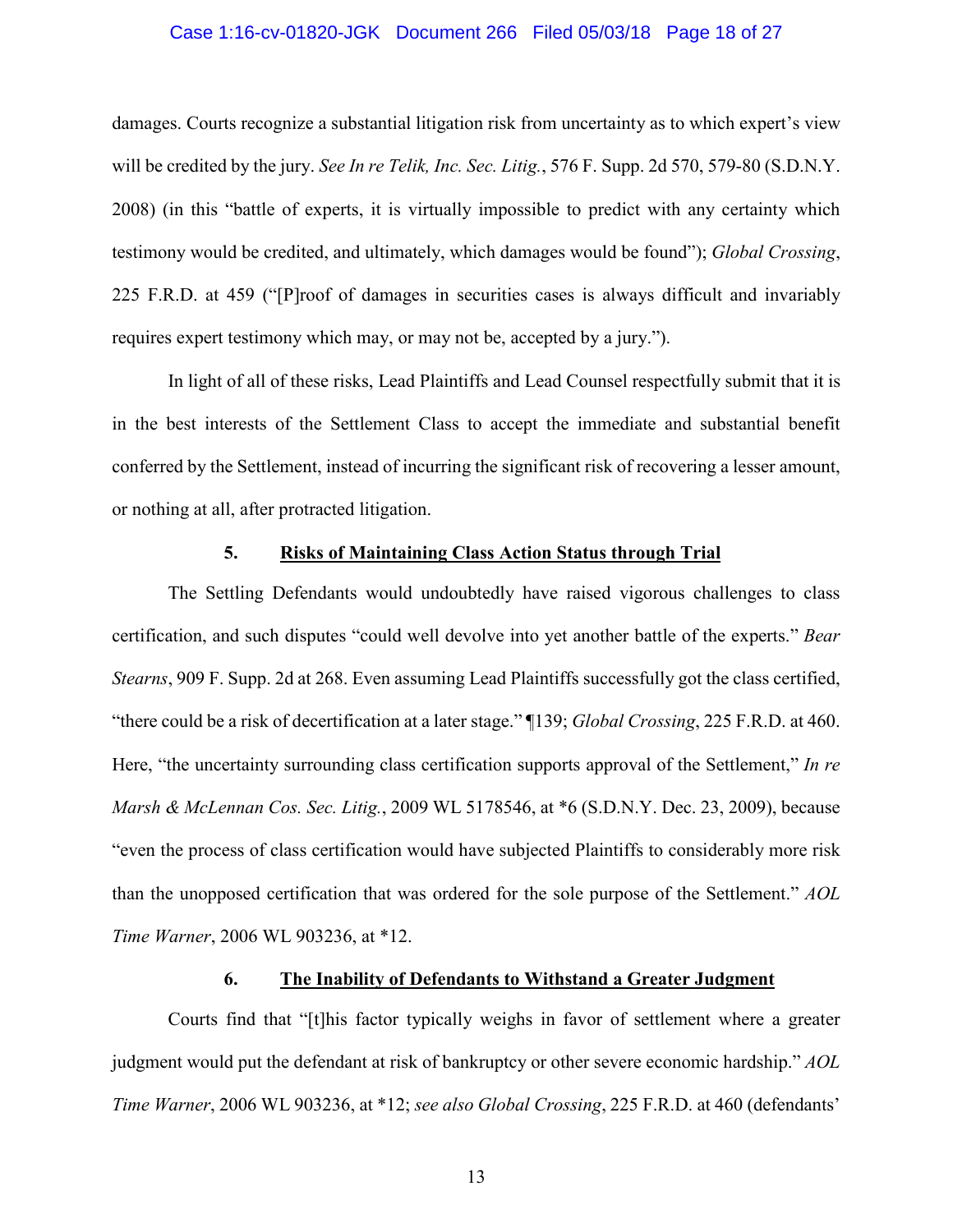damages. Courts recognize a substantial litigation risk from uncertainty as to which expert's view will be credited by the jury. *See In re Telik, Inc. Sec. Litig.*, 576 F. Supp. 2d 570, 579-80 (S.D.N.Y. 2008) (in this "battle of experts, it is virtually impossible to predict with any certainty which testimony would be credited, and ultimately, which damages would be found"); *Global Crossing*, 225 F.R.D. at 459 ("[P]roof of damages in securities cases is always difficult and invariably requires expert testimony which may, or may not be, accepted by a jury.").

In light of all of these risks, Lead Plaintiffs and Lead Counsel respectfully submit that it is in the best interests of the Settlement Class to accept the immediate and substantial benefit conferred by the Settlement, instead of incurring the significant risk of recovering a lesser amount, or nothing at all, after protracted litigation.

### 5. <u>Risks of Maintaining Class Action Status through Trial</u>

The Settling Defendants would undoubtedly have raised vigorous challenges to class certification, and such disputes "could well devolve into yet another battle of the experts." *Bear Stearns*, 909 F. Supp. 2d at 268. Even assuming Lead Plaintiffs successfully got the class certified, "there could be a risk of decertification at a later stage." ¶139; *Global Crossing*, 225 F.R.D. at 460. Here, "the uncertainty surrounding class certification supports approval of the Settlement," *In re Marsh & McLennan Cos. Sec. Litig.*, 2009 WL 5178546, at *6 (S.D.N.Y. Dec. 23, 2009), because "even the process of class certification would have subjected Plaintiffs to considerably more risk than the unopposed certification that was ordered for the sole purpose of the Settlement." *AOL Time Warner*, 2006 WL 903236, at *12.

### 6. <u>The Inability of Defendants to Withstand a Greater Judgment</u>

Courts find that "[t]his factor typically weighs in favor of settlement where a greater judgment would put the defendant at risk of bankruptcy or other severe economic hardship." *AOL Time Warner*, 2006 WL 903236, at *12; *see also Global Crossing*, 225 F.R.D. at 460 (defendants'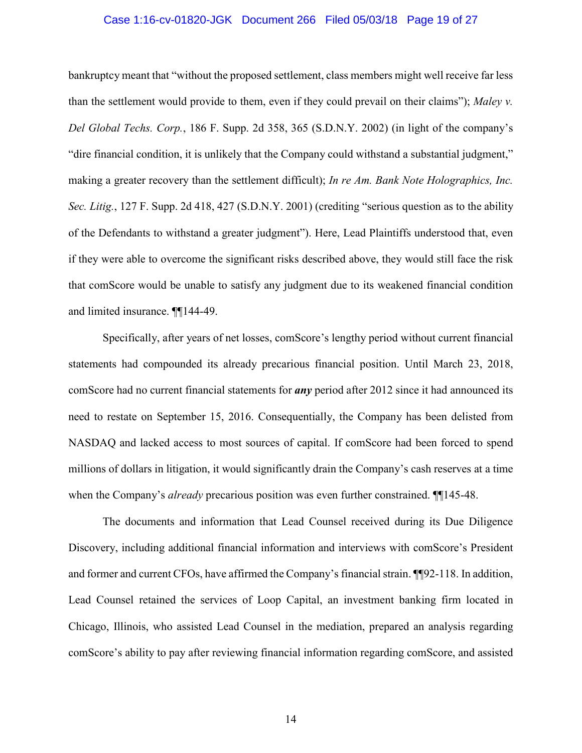bankruptcy meant that "without the proposed settlement, class members might well receive far less than the settlement would provide to them, even if they could prevail on their claims"); *Maley v. Del Global Techs. Corp.*, 186 F. Supp. 2d 358, 365 (S.D.N.Y. 2002) (in light of the company's "dire financial condition, it is unlikely that the Company could withstand a substantial judgment," making a greater recovery than the settlement difficult); *In re Am. Bank Note Holographics, Inc. Sec. Litig.*, 127 F. Supp. 2d 418, 427 (S.D.N.Y. 2001) (crediting "serious question as to the ability of the Defendants to withstand a greater judgment"). Here, Lead Plaintiffs understood that, even if they were able to overcome the significant risks described above, they would still face the risk that comScore would be unable to satisfy any judgment due to its weakened financial condition and limited insurance. ¶¶144-49.

Specifically, after years of net losses, comScore's lengthy period without current financial statements had compounded its already precarious financial position. Until March 23, 2018, comScore had no current financial statements for ***any*** period after 2012 since it had announced its need to restate on September 15, 2016. Consequentially, the Company has been delisted from NASDAQ and lacked access to most sources of capital. If comScore had been forced to spend millions of dollars in litigation, it would significantly drain the Company's cash reserves at a time when the Company's *already* precarious position was even further constrained. ¶¶145-48.

The documents and information that Lead Counsel received during its Due Diligence Discovery, including additional financial information and interviews with comScore's President and former and current CFOs, have affirmed the Company's financial strain. ¶¶92-118. In addition, Lead Counsel retained the services of Loop Capital, an investment banking firm located in Chicago, Illinois, who assisted Lead Counsel in the mediation, prepared an analysis regarding comScore's ability to pay after reviewing financial information regarding comScore, and assisted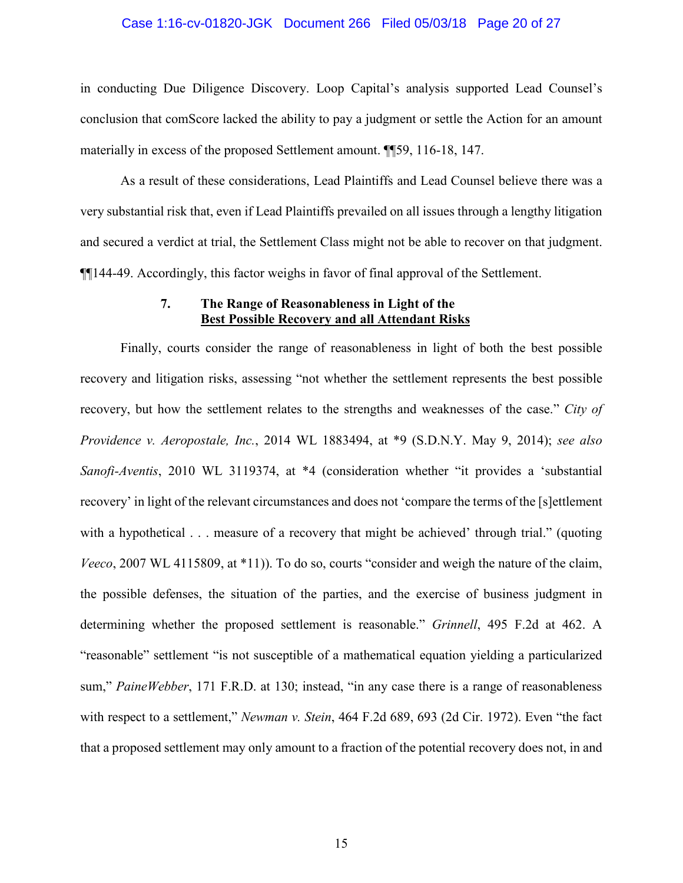in conducting Due Diligence Discovery. Loop Capital's analysis supported Lead Counsel's conclusion that comScore lacked the ability to pay a judgment or settle the Action for an amount materially in excess of the proposed Settlement amount. ¶¶59, 116-18, 147.

As a result of these considerations, Lead Plaintiffs and Lead Counsel believe there was a very substantial risk that, even if Lead Plaintiffs prevailed on all issues through a lengthy litigation and secured a verdict at trial, the Settlement Class might not be able to recover on that judgment. ¶¶144-49. Accordingly, this factor weighs in favor of final approval of the Settlement.

### 7. The Range of Reasonableness in Light of the <u>Best Possible Recovery and all Attendant Risks</u>

Finally, courts consider the range of reasonableness in light of both the best possible recovery and litigation risks, assessing "not whether the settlement represents the best possible recovery, but how the settlement relates to the strengths and weaknesses of the case." *City of Providence v. Aeropostale, Inc.*, 2014 WL 1883494, at *9 (S.D.N.Y. May 9, 2014); *see also Sanofi-Aventis*, 2010 WL 3119374, at *4 (consideration whether "it provides a 'substantial recovery' in light of the relevant circumstances and does not 'compare the terms of the [s]ettlement with a hypothetical . . . measure of a recovery that might be achieved' through trial." (quoting *Veeco*, 2007 WL 4115809, at *11)). To do so, courts "consider and weigh the nature of the claim, the possible defenses, the situation of the parties, and the exercise of business judgment in determining whether the proposed settlement is reasonable." *Grinnell*, 495 F.2d at 462. A "reasonable" settlement "is not susceptible of a mathematical equation yielding a particularized sum," *PaineWebber*, 171 F.R.D. at 130; instead, "in any case there is a range of reasonableness with respect to a settlement," *Newman v. Stein*, 464 F.2d 689, 693 (2d Cir. 1972). Even "the fact that a proposed settlement may only amount to a fraction of the potential recovery does not, in and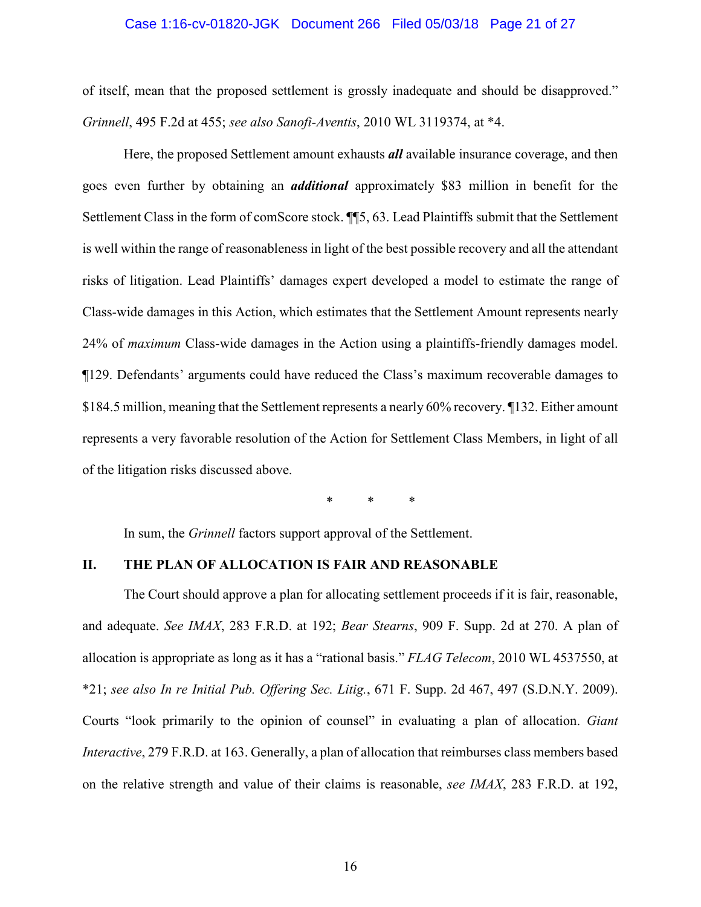of itself, mean that the proposed settlement is grossly inadequate and should be disapproved." *Grinnell*, 495 F.2d at 455; *see also Sanofi-Aventis*, 2010 WL 3119374, at *4.

Here, the proposed Settlement amount exhausts ***all*** available insurance coverage, and then goes even further by obtaining an ***additional*** approximately $83 million in benefit for the Settlement Class in the form of comScore stock. ¶¶5, 63. Lead Plaintiffs submit that the Settlement is well within the range of reasonableness in light of the best possible recovery and all the attendant risks of litigation. Lead Plaintiffs' damages expert developed a model to estimate the range of Class-wide damages in this Action, which estimates that the Settlement Amount represents nearly 24% of *maximum* Class-wide damages in the Action using a plaintiffs-friendly damages model. ¶129. Defendants' arguments could have reduced the Class's maximum recoverable damages to $184.5 million, meaning that the Settlement represents a nearly 60% recovery. ¶132. Either amount represents a very favorable resolution of the Action for Settlement Class Members, in light of all of the litigation risks discussed above.

\* \* \*

In sum, the *Grinnell* factors support approval of the Settlement.

## II. THE PLAN OF ALLOCATION IS FAIR AND REASONABLE

The Court should approve a plan for allocating settlement proceeds if it is fair, reasonable, and adequate. *See IMAX*, 283 F.R.D. at 192; *Bear Stearns*, 909 F. Supp. 2d at 270. A plan of allocation is appropriate as long as it has a "rational basis." *FLAG Telecom*, 2010 WL 4537550, at *21; *see also In re Initial Pub. Offering Sec. Litig.*, 671 F. Supp. 2d 467, 497 (S.D.N.Y. 2009). Courts "look primarily to the opinion of counsel" in evaluating a plan of allocation. *Giant Interactive*, 279 F.R.D. at 163. Generally, a plan of allocation that reimburses class members based on the relative strength and value of their claims is reasonable, *see IMAX*, 283 F.R.D. at 192,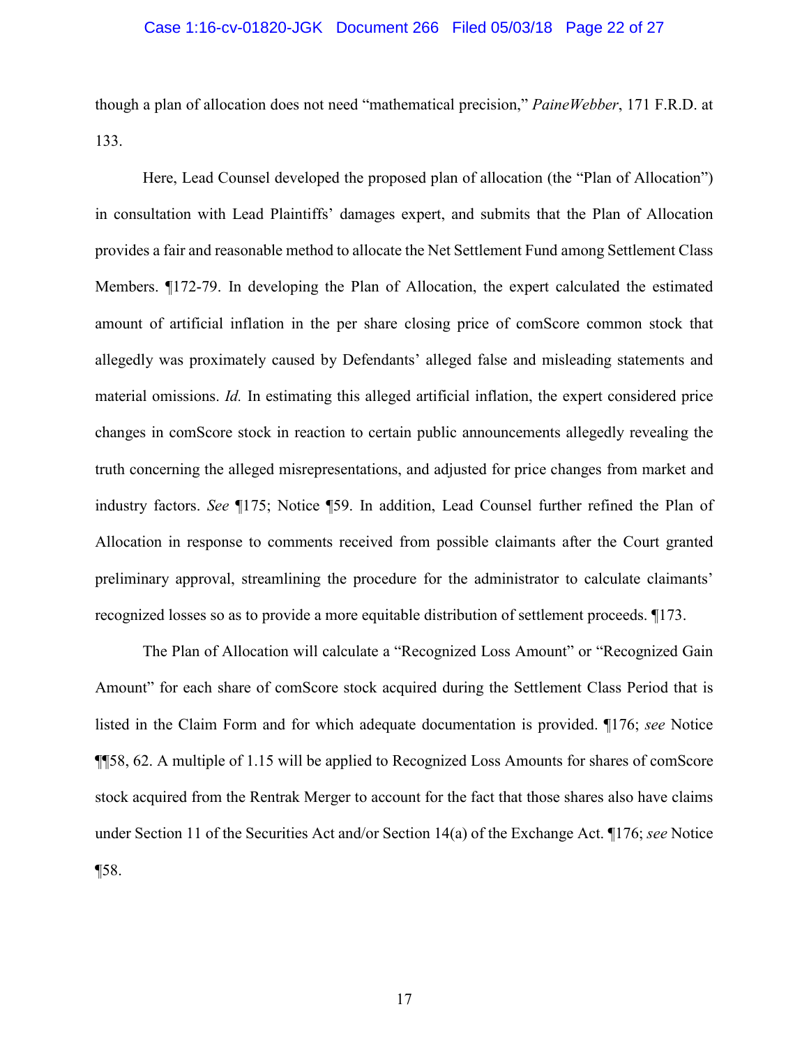though a plan of allocation does not need "mathematical precision," *PaineWebber*, 171 F.R.D. at 133.

Here, Lead Counsel developed the proposed plan of allocation (the "Plan of Allocation") in consultation with Lead Plaintiffs' damages expert, and submits that the Plan of Allocation provides a fair and reasonable method to allocate the Net Settlement Fund among Settlement Class Members. ¶172-79. In developing the Plan of Allocation, the expert calculated the estimated amount of artificial inflation in the per share closing price of comScore common stock that allegedly was proximately caused by Defendants' alleged false and misleading statements and material omissions. *Id.* In estimating this alleged artificial inflation, the expert considered price changes in comScore stock in reaction to certain public announcements allegedly revealing the truth concerning the alleged misrepresentations, and adjusted for price changes from market and industry factors. *See* ¶175; Notice ¶59. In addition, Lead Counsel further refined the Plan of Allocation in response to comments received from possible claimants after the Court granted preliminary approval, streamlining the procedure for the administrator to calculate claimants' recognized losses so as to provide a more equitable distribution of settlement proceeds. ¶173.

The Plan of Allocation will calculate a "Recognized Loss Amount" or "Recognized Gain Amount" for each share of comScore stock acquired during the Settlement Class Period that is listed in the Claim Form and for which adequate documentation is provided. ¶176; *see* Notice ¶¶58, 62. A multiple of 1.15 will be applied to Recognized Loss Amounts for shares of comScore stock acquired from the Rentrak Merger to account for the fact that those shares also have claims under Section 11 of the Securities Act and/or Section 14(a) of the Exchange Act. ¶176; *see* Notice ¶58.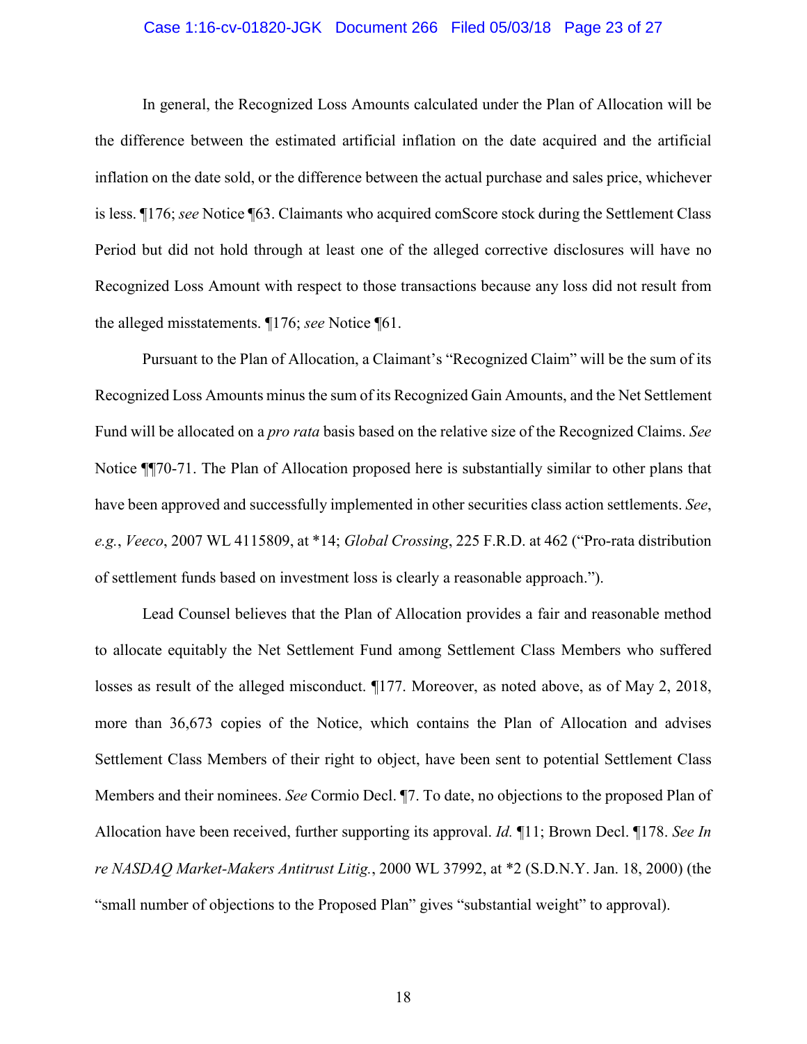In general, the Recognized Loss Amounts calculated under the Plan of Allocation will be the difference between the estimated artificial inflation on the date acquired and the artificial inflation on the date sold, or the difference between the actual purchase and sales price, whichever is less. ¶176; *see* Notice ¶63. Claimants who acquired comScore stock during the Settlement Class Period but did not hold through at least one of the alleged corrective disclosures will have no Recognized Loss Amount with respect to those transactions because any loss did not result from the alleged misstatements. ¶176; *see* Notice ¶61.

Pursuant to the Plan of Allocation, a Claimant's "Recognized Claim" will be the sum of its Recognized Loss Amounts minus the sum of its Recognized Gain Amounts, and the Net Settlement Fund will be allocated on a *pro rata* basis based on the relative size of the Recognized Claims. *See* Notice ¶¶70-71. The Plan of Allocation proposed here is substantially similar to other plans that have been approved and successfully implemented in other securities class action settlements. *See*, *e.g.*, *Veeco*, 2007 WL 4115809, at *14; *Global Crossing*, 225 F.R.D. at 462 ("Pro-rata distribution of settlement funds based on investment loss is clearly a reasonable approach.").

Lead Counsel believes that the Plan of Allocation provides a fair and reasonable method to allocate equitably the Net Settlement Fund among Settlement Class Members who suffered losses as result of the alleged misconduct. ¶177. Moreover, as noted above, as of May 2, 2018, more than 36,673 copies of the Notice, which contains the Plan of Allocation and advises Settlement Class Members of their right to object, have been sent to potential Settlement Class Members and their nominees. *See* Cormio Decl. ¶7. To date, no objections to the proposed Plan of Allocation have been received, further supporting its approval. *Id.* ¶11; Brown Decl. ¶178. *See In re NASDAQ Market-Makers Antitrust Litig.*, 2000 WL 37992, at *2 (S.D.N.Y. Jan. 18, 2000) (the "small number of objections to the Proposed Plan" gives "substantial weight" to approval).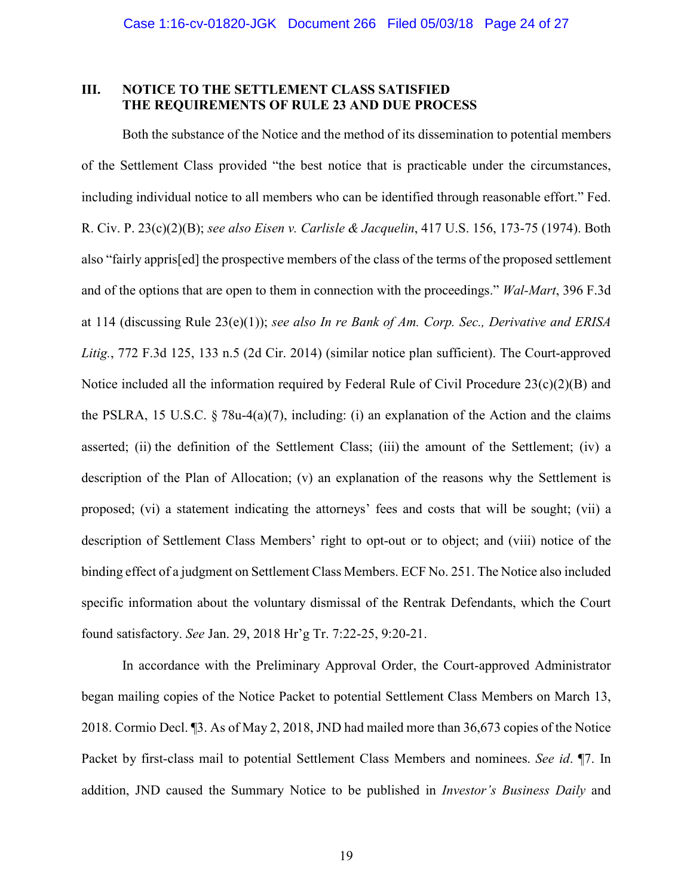## III. NOTICE TO THE SETTLEMENT CLASS SATISFIED THE REQUIREMENTS OF RULE 23 AND DUE PROCESS

Both the substance of the Notice and the method of its dissemination to potential members of the Settlement Class provided "the best notice that is practicable under the circumstances, including individual notice to all members who can be identified through reasonable effort." Fed. R. Civ. P. 23(c)(2)(B); *see also Eisen v. Carlisle & Jacquelin*, 417 U.S. 156, 173-75 (1974). Both also "fairly appris[ed] the prospective members of the class of the terms of the proposed settlement and of the options that are open to them in connection with the proceedings." *Wal-Mart*, 396 F.3d at 114 (discussing Rule 23(e)(1)); *see also In re Bank of Am. Corp. Sec., Derivative and ERISA Litig.*, 772 F.3d 125, 133 n.5 (2d Cir. 2014) (similar notice plan sufficient). The Court-approved Notice included all the information required by Federal Rule of Civil Procedure 23(c)(2)(B) and the PSLRA, 15 U.S.C. § 78u-4(a)(7), including: (i) an explanation of the Action and the claims asserted; (ii) the definition of the Settlement Class; (iii) the amount of the Settlement; (iv) a description of the Plan of Allocation; (v) an explanation of the reasons why the Settlement is proposed; (vi) a statement indicating the attorneys' fees and costs that will be sought; (vii) a description of Settlement Class Members' right to opt-out or to object; and (viii) notice of the binding effect of a judgment on Settlement Class Members. ECF No. 251. The Notice also included specific information about the voluntary dismissal of the Rentrak Defendants, which the Court found satisfactory. *See* Jan. 29, 2018 Hr'g Tr. 7:22-25, 9:20-21.

In accordance with the Preliminary Approval Order, the Court-approved Administrator began mailing copies of the Notice Packet to potential Settlement Class Members on March 13, 2018. Cormio Decl. ¶3. As of May 2, 2018, JND had mailed more than 36,673 copies of the Notice Packet by first-class mail to potential Settlement Class Members and nominees. *See id*. ¶7. In addition, JND caused the Summary Notice to be published in *Investor's Business Daily* and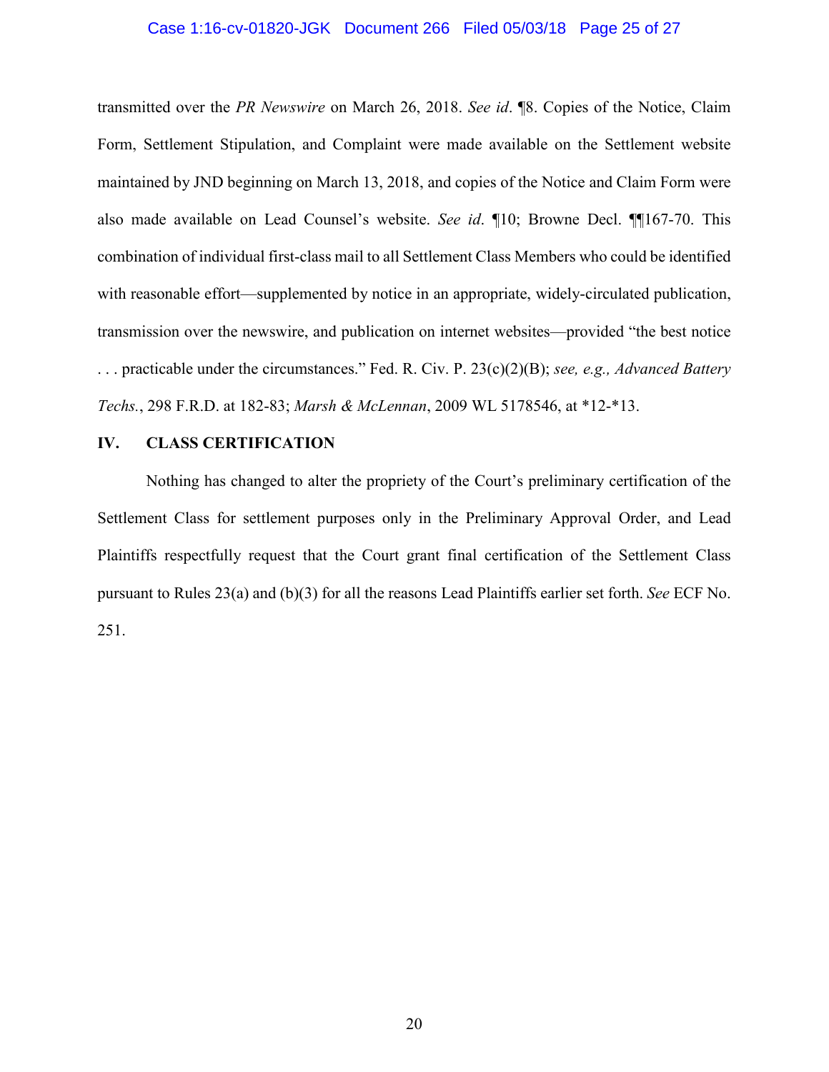transmitted over the *PR Newswire* on March 26, 2018. *See id*. ¶8. Copies of the Notice, Claim Form, Settlement Stipulation, and Complaint were made available on the Settlement website maintained by JND beginning on March 13, 2018, and copies of the Notice and Claim Form were also made available on Lead Counsel's website. *See id*. ¶10; Browne Decl. ¶¶167-70. This combination of individual first-class mail to all Settlement Class Members who could be identified with reasonable effort—supplemented by notice in an appropriate, widely-circulated publication, transmission over the newswire, and publication on internet websites—provided "the best notice . . . practicable under the circumstances." Fed. R. Civ. P. 23(c)(2)(B); *see, e.g., Advanced Battery Techs.*, 298 F.R.D. at 182-83; *Marsh & McLennan*, 2009 WL 5178546, at *12-*13.

## IV. CLASS CERTIFICATION

Nothing has changed to alter the propriety of the Court's preliminary certification of the Settlement Class for settlement purposes only in the Preliminary Approval Order, and Lead Plaintiffs respectfully request that the Court grant final certification of the Settlement Class pursuant to Rules 23(a) and (b)(3) for all the reasons Lead Plaintiffs earlier set forth. *See* ECF No. 251.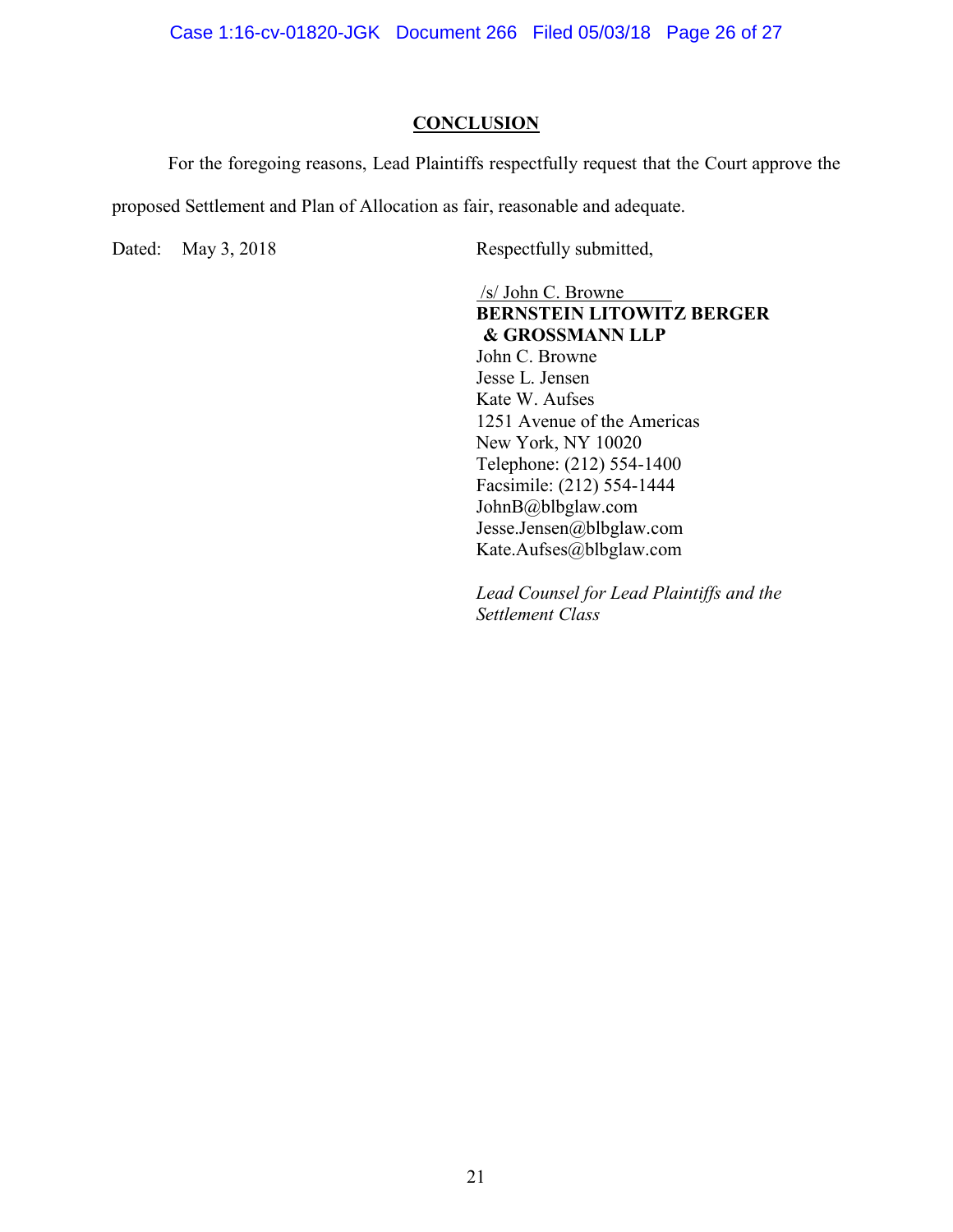## CONCLUSION

For the foregoing reasons, Lead Plaintiffs respectfully request that the Court approve the proposed Settlement and Plan of Allocation as fair, reasonable and adequate.

Dated: May 3, 2018

Respectfully submitted,

/s/ John C. Browne

**BERNSTEIN LITOWITZ BERGER & GROSSMANN LLP**
John C. Browne
Jesse L. Jensen
Kate W. Aufses
1251 Avenue of the Americas
New York, NY 10020
Telephone: (212) 554-1400
Facsimile: (212) 554-1444
JohnB@blbglaw.com
Jesse.Jensen@blbglaw.com
Kate.Aufses@blbglaw.com

*Lead Counsel for Lead Plaintiffs and the Settlement Class*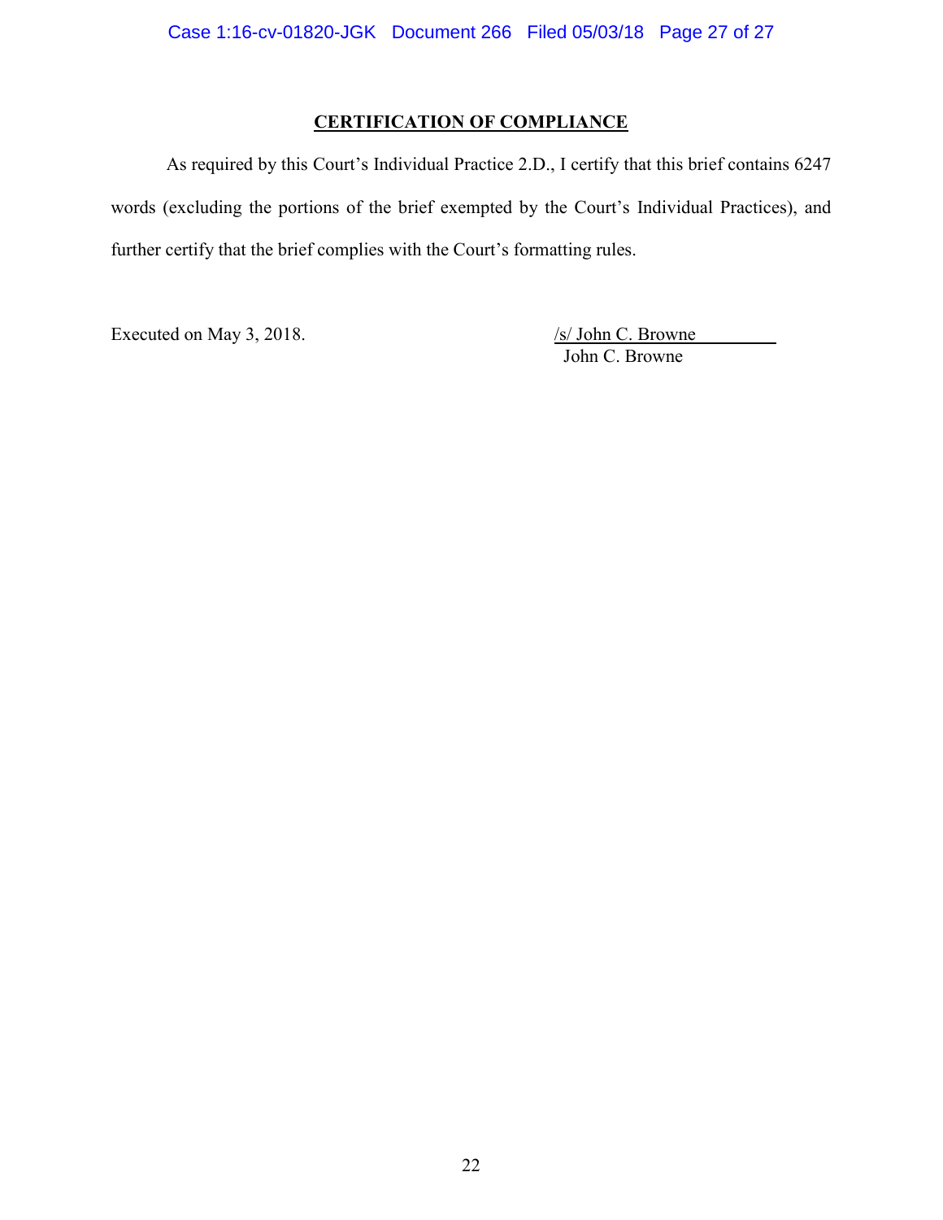## CERTIFICATION OF COMPLIANCE

As required by this Court's Individual Practice 2.D., I certify that this brief contains 6247 words (excluding the portions of the brief exempted by the Court's Individual Practices), and further certify that the brief complies with the Court's formatting rules.

Executed on May 3, 2018.

/s/ John C. Browne
John C. Browne